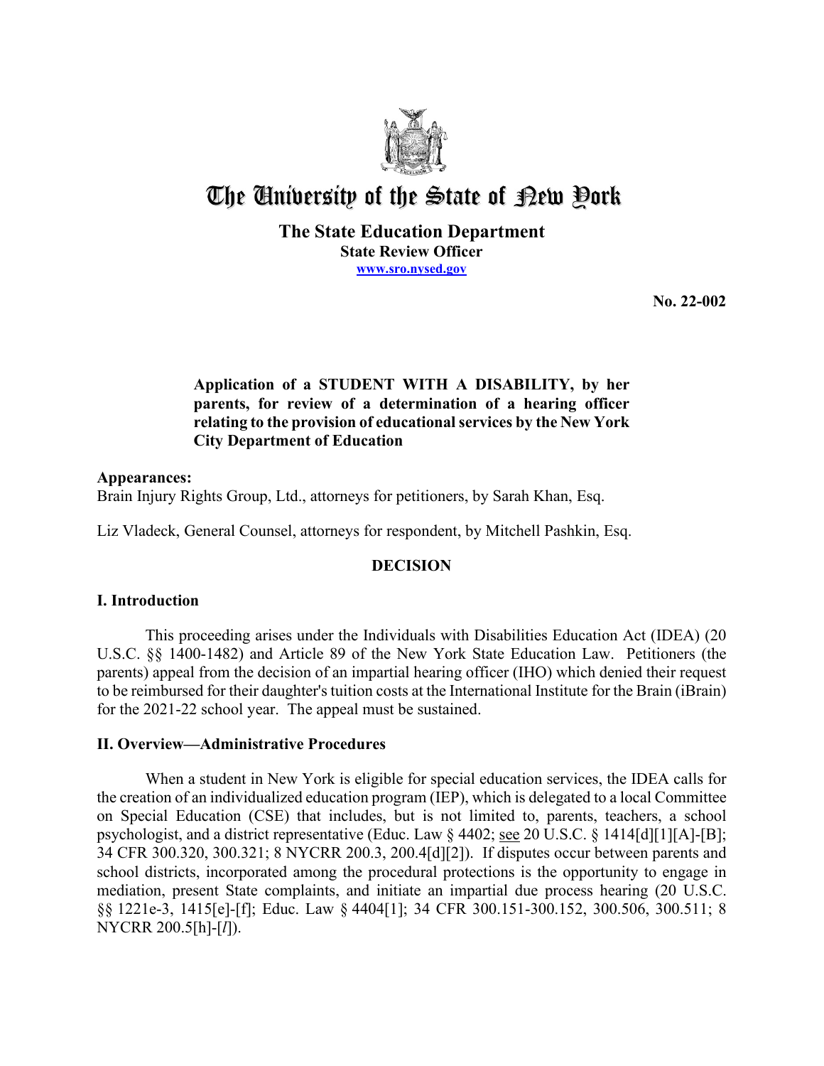# The University of the State of New York

**The State Education Department**
**State Review Officer**
**www.sro.nysed.gov**

**No. 22-002**

**Application of a STUDENT WITH A DISABILITY, by her parents, for review of a determination of a hearing officer relating to the provision of educational services by the New York City Department of Education**

**Appearances:**
Brain Injury Rights Group, Ltd., attorneys for petitioners, by Sarah Khan, Esq.

Liz Vladeck, General Counsel, attorneys for respondent, by Mitchell Pashkin, Esq.

## DECISION

### I. Introduction

This proceeding arises under the Individuals with Disabilities Education Act (IDEA) (20 U.S.C. §§ 1400-1482) and Article 89 of the New York State Education Law. Petitioners (the parents) appeal from the decision of an impartial hearing officer (IHO) which denied their request to be reimbursed for their daughter's tuition costs at the International Institute for the Brain (iBrain) for the 2021-22 school year. The appeal must be sustained.

### II. Overview—Administrative Procedures

When a student in New York is eligible for special education services, the IDEA calls for the creation of an individualized education program (IEP), which is delegated to a local Committee on Special Education (CSE) that includes, but is not limited to, parents, teachers, a school psychologist, and a district representative (Educ. Law § 4402; see 20 U.S.C. § 1414[d][1][A]-[B]; 34 CFR 300.320, 300.321; 8 NYCRR 200.3, 200.4[d][2]). If disputes occur between parents and school districts, incorporated among the procedural protections is the opportunity to engage in mediation, present State complaints, and initiate an impartial due process hearing (20 U.S.C. §§ 1221e-3, 1415[e]-[f]; Educ. Law § 4404[1]; 34 CFR 300.151-300.152, 300.506, 300.511; 8 NYCRR 200.5[h]-[*l*]).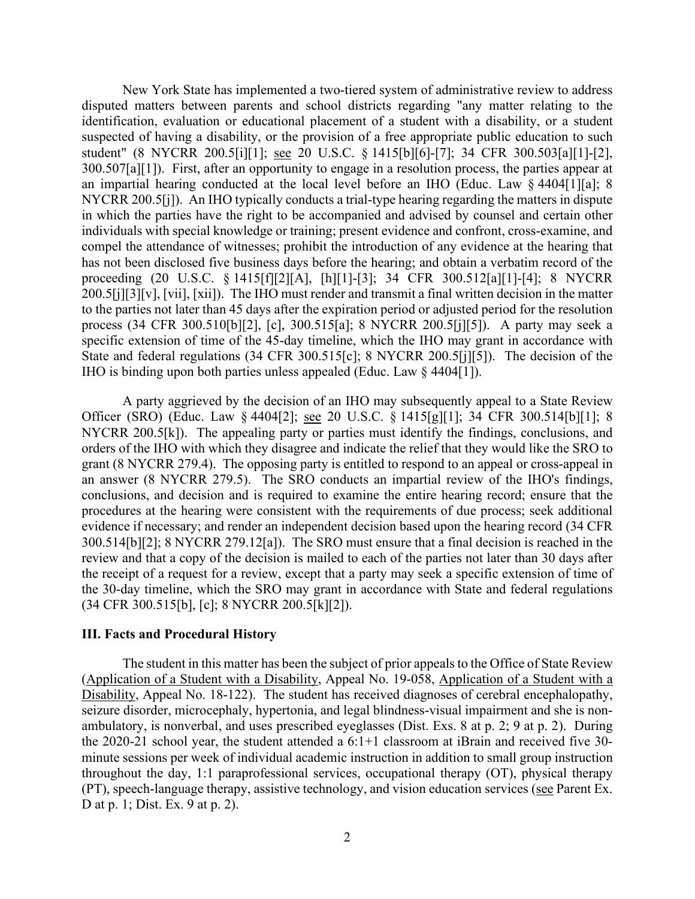New York State has implemented a two-tiered system of administrative review to address disputed matters between parents and school districts regarding "any matter relating to the identification, evaluation or educational placement of a student with a disability, or a student suspected of having a disability, or the provision of a free appropriate public education to such student" (8 NYCRR 200.5[i][1]; see 20 U.S.C. § 1415[b][6]-[7]; 34 CFR 300.503[a][1]-[2], 300.507[a][1]). First, after an opportunity to engage in a resolution process, the parties appear at an impartial hearing conducted at the local level before an IHO (Educ. Law § 4404[1][a]; 8 NYCRR 200.5[j]). An IHO typically conducts a trial-type hearing regarding the matters in dispute in which the parties have the right to be accompanied and advised by counsel and certain other individuals with special knowledge or training; present evidence and confront, cross-examine, and compel the attendance of witnesses; prohibit the introduction of any evidence at the hearing that has not been disclosed five business days before the hearing; and obtain a verbatim record of the proceeding (20 U.S.C. § 1415[f][2][A], [h][1]-[3]; 34 CFR 300.512[a][1]-[4]; 8 NYCRR 200.5[j][3][v], [vii], [xii]). The IHO must render and transmit a final written decision in the matter to the parties not later than 45 days after the expiration period or adjusted period for the resolution process (34 CFR 300.510[b][2], [c], 300.515[a]; 8 NYCRR 200.5[j][5]). A party may seek a specific extension of time of the 45-day timeline, which the IHO may grant in accordance with State and federal regulations (34 CFR 300.515[c]; 8 NYCRR 200.5[j][5]). The decision of the IHO is binding upon both parties unless appealed (Educ. Law § 4404[1]).

A party aggrieved by the decision of an IHO may subsequently appeal to a State Review Officer (SRO) (Educ. Law § 4404[2]; see 20 U.S.C. § 1415[g][1]; 34 CFR 300.514[b][1]; 8 NYCRR 200.5[k]). The appealing party or parties must identify the findings, conclusions, and orders of the IHO with which they disagree and indicate the relief that they would like the SRO to grant (8 NYCRR 279.4). The opposing party is entitled to respond to an appeal or cross-appeal in an answer (8 NYCRR 279.5). The SRO conducts an impartial review of the IHO's findings, conclusions, and decision and is required to examine the entire hearing record; ensure that the procedures at the hearing were consistent with the requirements of due process; seek additional evidence if necessary; and render an independent decision based upon the hearing record (34 CFR 300.514[b][2]; 8 NYCRR 279.12[a]). The SRO must ensure that a final decision is reached in the review and that a copy of the decision is mailed to each of the parties not later than 30 days after the receipt of a request for a review, except that a party may seek a specific extension of time of the 30-day timeline, which the SRO may grant in accordance with State and federal regulations (34 CFR 300.515[b], [c]; 8 NYCRR 200.5[k][2]).

## III. Facts and Procedural History

The student in this matter has been the subject of prior appeals to the Office of State Review (Application of a Student with a Disability, Appeal No. 19-058, Application of a Student with a Disability, Appeal No. 18-122). The student has received diagnoses of cerebral encephalopathy, seizure disorder, microcephaly, hypertonia, and legal blindness-visual impairment and she is non-ambulatory, is nonverbal, and uses prescribed eyeglasses (Dist. Exs. 8 at p. 2; 9 at p. 2). During the 2020-21 school year, the student attended a 6:1+1 classroom at iBrain and received five 30-minute sessions per week of individual academic instruction in addition to small group instruction throughout the day, 1:1 paraprofessional services, occupational therapy (OT), physical therapy (PT), speech-language therapy, assistive technology, and vision education services (see Parent Ex. D at p. 1; Dist. Ex. 9 at p. 2).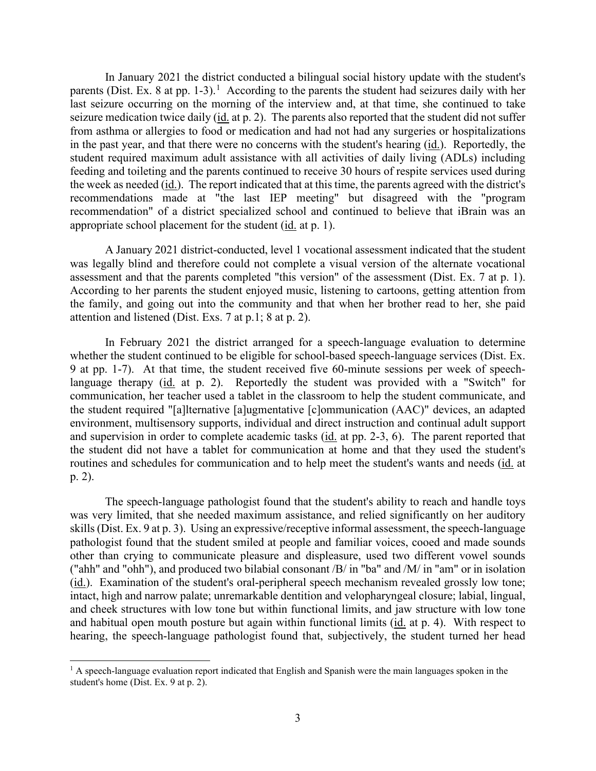In January 2021 the district conducted a bilingual social history update with the student's parents (Dist. Ex. 8 at pp. 1-3).[1] According to the parents the student had seizures daily with her last seizure occurring on the morning of the interview and, at that time, she continued to take seizure medication twice daily (id. at p. 2). The parents also reported that the student did not suffer from asthma or allergies to food or medication and had not had any surgeries or hospitalizations in the past year, and that there were no concerns with the student's hearing (id.). Reportedly, the student required maximum adult assistance with all activities of daily living (ADLs) including feeding and toileting and the parents continued to receive 30 hours of respite services used during the week as needed (id.). The report indicated that at this time, the parents agreed with the district's recommendations made at "the last IEP meeting" but disagreed with the "program recommendation" of a district specialized school and continued to believe that iBrain was an appropriate school placement for the student (id. at p. 1).

A January 2021 district-conducted, level 1 vocational assessment indicated that the student was legally blind and therefore could not complete a visual version of the alternate vocational assessment and that the parents completed "this version" of the assessment (Dist. Ex. 7 at p. 1). According to her parents the student enjoyed music, listening to cartoons, getting attention from the family, and going out into the community and that when her brother read to her, she paid attention and listened (Dist. Exs. 7 at p.1; 8 at p. 2).

In February 2021 the district arranged for a speech-language evaluation to determine whether the student continued to be eligible for school-based speech-language services (Dist. Ex. 9 at pp. 1-7). At that time, the student received five 60-minute sessions per week of speech-language therapy (id. at p. 2). Reportedly the student was provided with a "Switch" for communication, her teacher used a tablet in the classroom to help the student communicate, and the student required "[a]lternative [a]ugmentative [c]ommunication (AAC)" devices, an adapted environment, multisensory supports, individual and direct instruction and continual adult support and supervision in order to complete academic tasks (id. at pp. 2-3, 6). The parent reported that the student did not have a tablet for communication at home and that they used the student's routines and schedules for communication and to help meet the student's wants and needs (id. at p. 2).

The speech-language pathologist found that the student's ability to reach and handle toys was very limited, that she needed maximum assistance, and relied significantly on her auditory skills (Dist. Ex. 9 at p. 3). Using an expressive/receptive informal assessment, the speech-language pathologist found that the student smiled at people and familiar voices, cooed and made sounds other than crying to communicate pleasure and displeasure, used two different vowel sounds ("ahh" and "ohh"), and produced two bilabial consonant /B/ in "ba" and /M/ in "am" or in isolation (id.). Examination of the student's oral-peripheral speech mechanism revealed grossly low tone; intact, high and narrow palate; unremarkable dentition and velopharyngeal closure; labial, lingual, and cheek structures with low tone but within functional limits, and jaw structure with low tone and habitual open mouth posture but again within functional limits (id. at p. 4). With respect to hearing, the speech-language pathologist found that, subjectively, the student turned her head

[1] A speech-language evaluation report indicated that English and Spanish were the main languages spoken in the student's home (Dist. Ex. 9 at p. 2).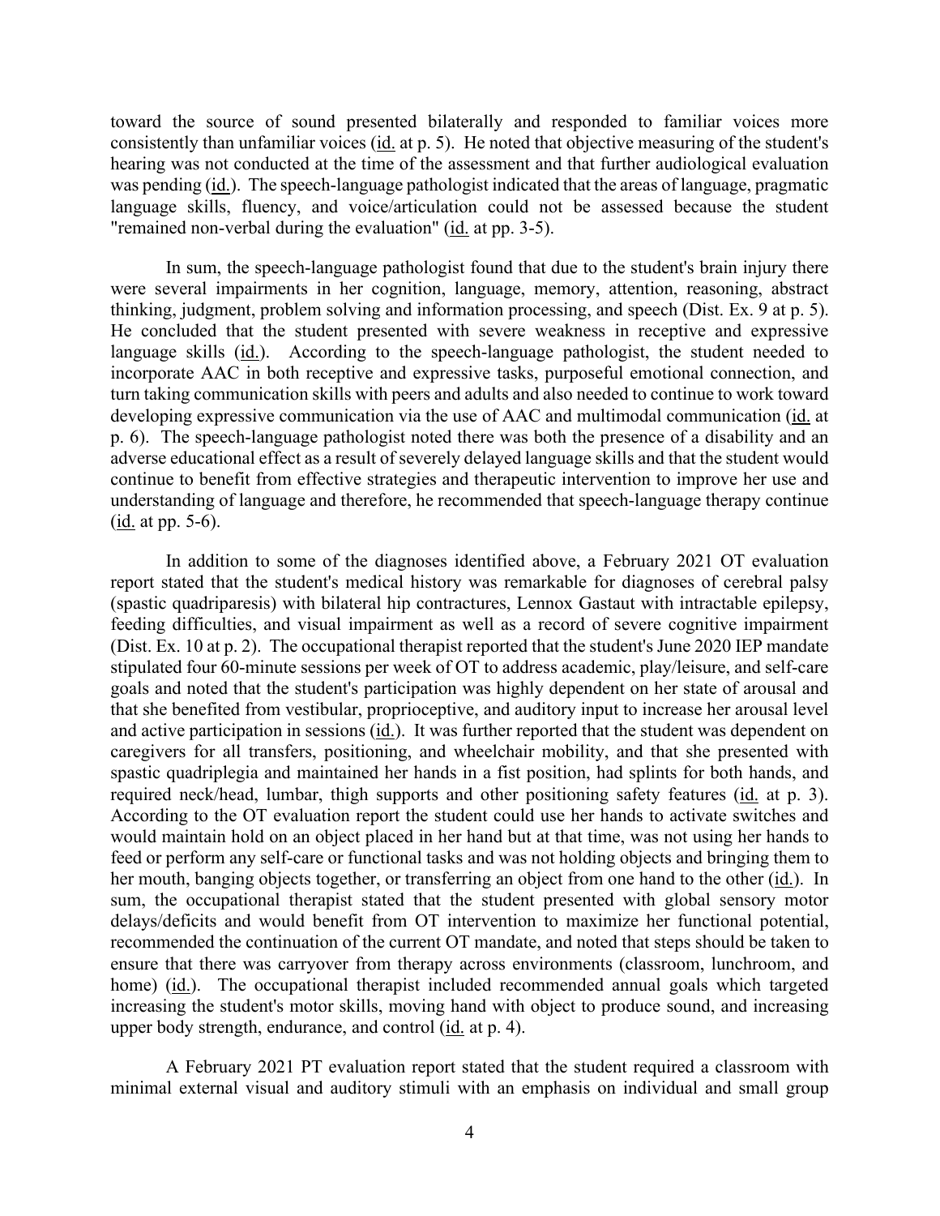toward the source of sound presented bilaterally and responded to familiar voices more consistently than unfamiliar voices (id. at p. 5). He noted that objective measuring of the student's hearing was not conducted at the time of the assessment and that further audiological evaluation was pending (id.). The speech-language pathologist indicated that the areas of language, pragmatic language skills, fluency, and voice/articulation could not be assessed because the student "remained non-verbal during the evaluation" (id. at pp. 3-5).

In sum, the speech-language pathologist found that due to the student's brain injury there were several impairments in her cognition, language, memory, attention, reasoning, abstract thinking, judgment, problem solving and information processing, and speech (Dist. Ex. 9 at p. 5). He concluded that the student presented with severe weakness in receptive and expressive language skills (id.). According to the speech-language pathologist, the student needed to incorporate AAC in both receptive and expressive tasks, purposeful emotional connection, and turn taking communication skills with peers and adults and also needed to continue to work toward developing expressive communication via the use of AAC and multimodal communication (id. at p. 6). The speech-language pathologist noted there was both the presence of a disability and an adverse educational effect as a result of severely delayed language skills and that the student would continue to benefit from effective strategies and therapeutic intervention to improve her use and understanding of language and therefore, he recommended that speech-language therapy continue (id. at pp. 5-6).

In addition to some of the diagnoses identified above, a February 2021 OT evaluation report stated that the student's medical history was remarkable for diagnoses of cerebral palsy (spastic quadriparesis) with bilateral hip contractures, Lennox Gastaut with intractable epilepsy, feeding difficulties, and visual impairment as well as a record of severe cognitive impairment (Dist. Ex. 10 at p. 2). The occupational therapist reported that the student's June 2020 IEP mandate stipulated four 60-minute sessions per week of OT to address academic, play/leisure, and self-care goals and noted that the student's participation was highly dependent on her state of arousal and that she benefited from vestibular, proprioceptive, and auditory input to increase her arousal level and active participation in sessions (id.). It was further reported that the student was dependent on caregivers for all transfers, positioning, and wheelchair mobility, and that she presented with spastic quadriplegia and maintained her hands in a fist position, had splints for both hands, and required neck/head, lumbar, thigh supports and other positioning safety features (id. at p. 3). According to the OT evaluation report the student could use her hands to activate switches and would maintain hold on an object placed in her hand but at that time, was not using her hands to feed or perform any self-care or functional tasks and was not holding objects and bringing them to her mouth, banging objects together, or transferring an object from one hand to the other (id.). In sum, the occupational therapist stated that the student presented with global sensory motor delays/deficits and would benefit from OT intervention to maximize her functional potential, recommended the continuation of the current OT mandate, and noted that steps should be taken to ensure that there was carryover from therapy across environments (classroom, lunchroom, and home) (id.). The occupational therapist included recommended annual goals which targeted increasing the student's motor skills, moving hand with object to produce sound, and increasing upper body strength, endurance, and control (id. at p. 4).

A February 2021 PT evaluation report stated that the student required a classroom with minimal external visual and auditory stimuli with an emphasis on individual and small group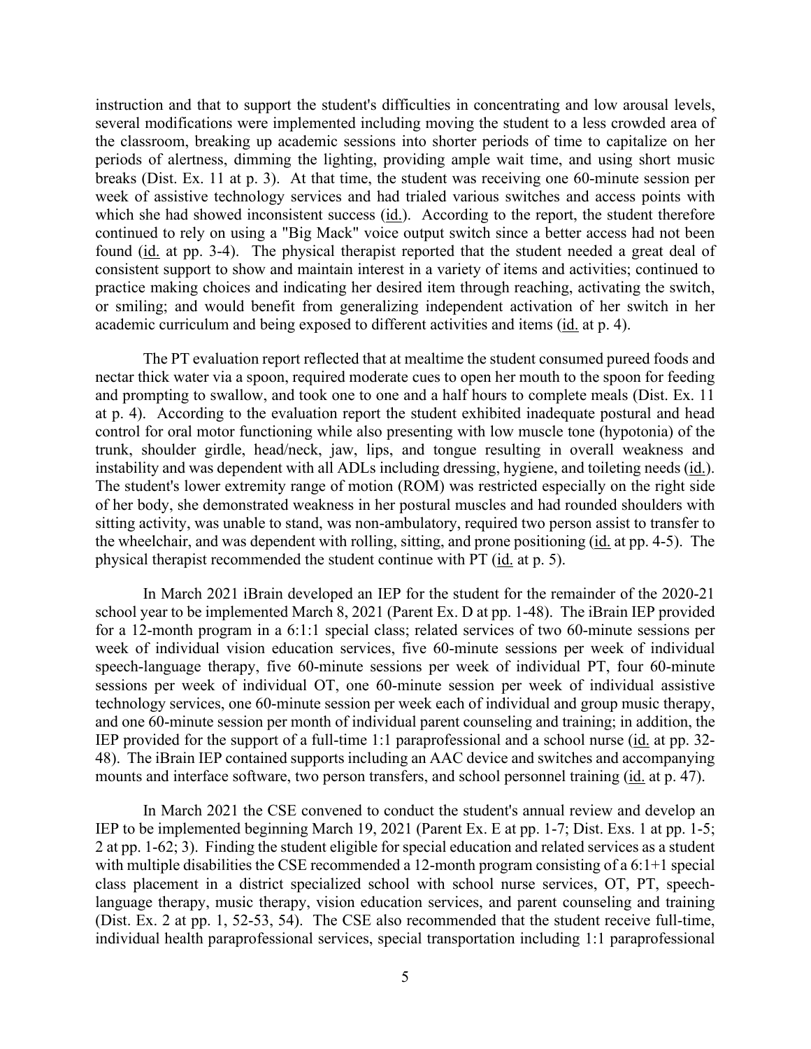instruction and that to support the student's difficulties in concentrating and low arousal levels, several modifications were implemented including moving the student to a less crowded area of the classroom, breaking up academic sessions into shorter periods of time to capitalize on her periods of alertness, dimming the lighting, providing ample wait time, and using short music breaks (Dist. Ex. 11 at p. 3). At that time, the student was receiving one 60-minute session per week of assistive technology services and had trialed various switches and access points with which she had showed inconsistent success (id.). According to the report, the student therefore continued to rely on using a "Big Mack" voice output switch since a better access had not been found (id. at pp. 3-4). The physical therapist reported that the student needed a great deal of consistent support to show and maintain interest in a variety of items and activities; continued to practice making choices and indicating her desired item through reaching, activating the switch, or smiling; and would benefit from generalizing independent activation of her switch in her academic curriculum and being exposed to different activities and items (id. at p. 4).

The PT evaluation report reflected that at mealtime the student consumed pureed foods and nectar thick water via a spoon, required moderate cues to open her mouth to the spoon for feeding and prompting to swallow, and took one to one and a half hours to complete meals (Dist. Ex. 11 at p. 4). According to the evaluation report the student exhibited inadequate postural and head control for oral motor functioning while also presenting with low muscle tone (hypotonia) of the trunk, shoulder girdle, head/neck, jaw, lips, and tongue resulting in overall weakness and instability and was dependent with all ADLs including dressing, hygiene, and toileting needs (id.). The student's lower extremity range of motion (ROM) was restricted especially on the right side of her body, she demonstrated weakness in her postural muscles and had rounded shoulders with sitting activity, was unable to stand, was non-ambulatory, required two person assist to transfer to the wheelchair, and was dependent with rolling, sitting, and prone positioning (id. at pp. 4-5). The physical therapist recommended the student continue with PT (id. at p. 5).

In March 2021 iBrain developed an IEP for the student for the remainder of the 2020-21 school year to be implemented March 8, 2021 (Parent Ex. D at pp. 1-48). The iBrain IEP provided for a 12-month program in a 6:1:1 special class; related services of two 60-minute sessions per week of individual vision education services, five 60-minute sessions per week of individual speech-language therapy, five 60-minute sessions per week of individual PT, four 60-minute sessions per week of individual OT, one 60-minute session per week of individual assistive technology services, one 60-minute session per week each of individual and group music therapy, and one 60-minute session per month of individual parent counseling and training; in addition, the IEP provided for the support of a full-time 1:1 paraprofessional and a school nurse (id. at pp. 32-48). The iBrain IEP contained supports including an AAC device and switches and accompanying mounts and interface software, two person transfers, and school personnel training (id. at p. 47).

In March 2021 the CSE convened to conduct the student's annual review and develop an IEP to be implemented beginning March 19, 2021 (Parent Ex. E at pp. 1-7; Dist. Exs. 1 at pp. 1-5; 2 at pp. 1-62; 3). Finding the student eligible for special education and related services as a student with multiple disabilities the CSE recommended a 12-month program consisting of a 6:1+1 special class placement in a district specialized school with school nurse services, OT, PT, speech-language therapy, music therapy, vision education services, and parent counseling and training (Dist. Ex. 2 at pp. 1, 52-53, 54). The CSE also recommended that the student receive full-time, individual health paraprofessional services, special transportation including 1:1 paraprofessional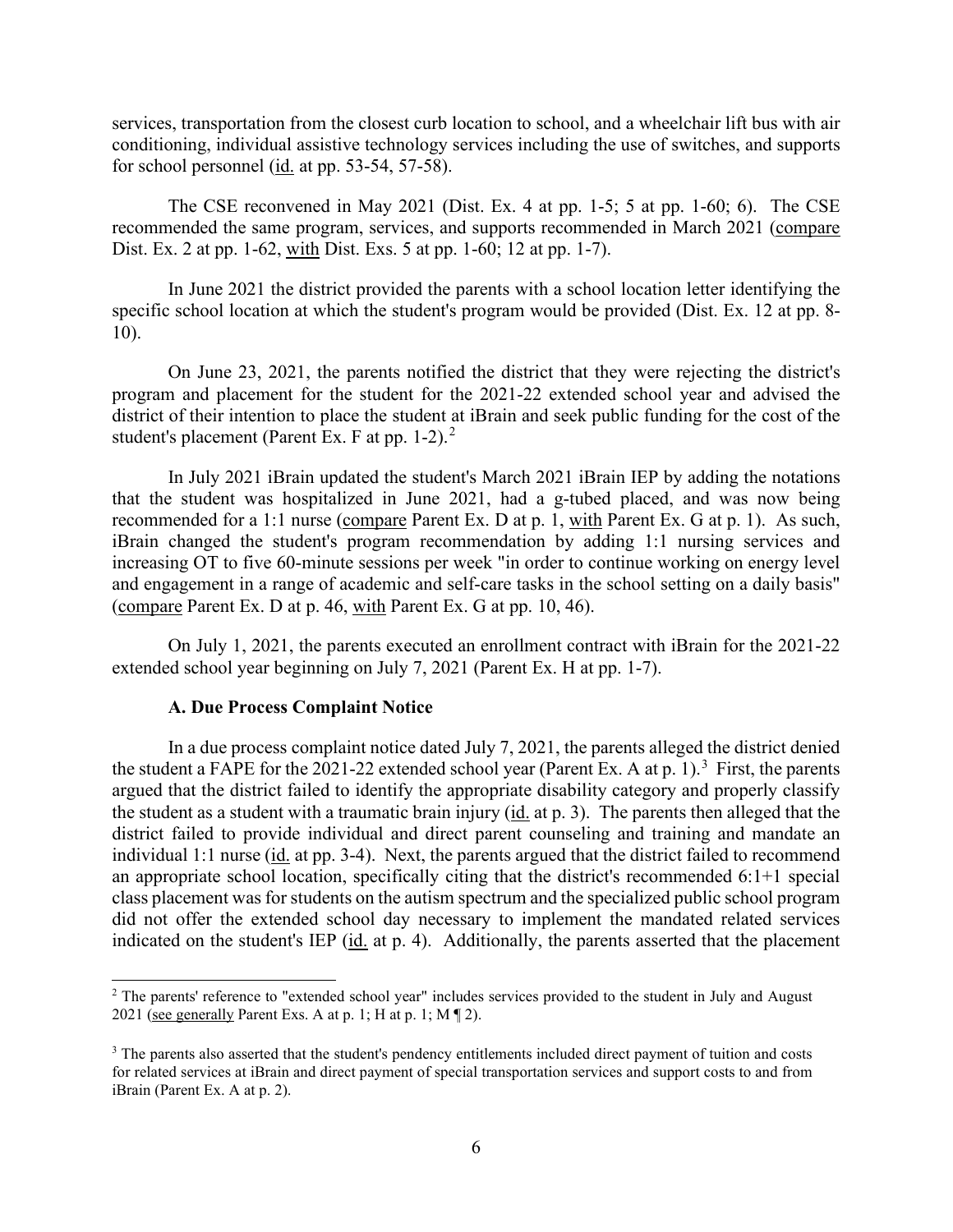services, transportation from the closest curb location to school, and a wheelchair lift bus with air conditioning, individual assistive technology services including the use of switches, and supports for school personnel (id. at pp. 53-54, 57-58).

The CSE reconvened in May 2021 (Dist. Ex. 4 at pp. 1-5; 5 at pp. 1-60; 6). The CSE recommended the same program, services, and supports recommended in March 2021 (compare Dist. Ex. 2 at pp. 1-62, with Dist. Exs. 5 at pp. 1-60; 12 at pp. 1-7).

In June 2021 the district provided the parents with a school location letter identifying the specific school location at which the student's program would be provided (Dist. Ex. 12 at pp. 8-10).

On June 23, 2021, the parents notified the district that they were rejecting the district's program and placement for the student for the 2021-22 extended school year and advised the district of their intention to place the student at iBrain and seek public funding for the cost of the student's placement (Parent Ex. F at pp. 1-2).[2]

In July 2021 iBrain updated the student's March 2021 iBrain IEP by adding the notations that the student was hospitalized in June 2021, had a g-tubed placed, and was now being recommended for a 1:1 nurse (compare Parent Ex. D at p. 1, with Parent Ex. G at p. 1). As such, iBrain changed the student's program recommendation by adding 1:1 nursing services and increasing OT to five 60-minute sessions per week "in order to continue working on energy level and engagement in a range of academic and self-care tasks in the school setting on a daily basis" (compare Parent Ex. D at p. 46, with Parent Ex. G at pp. 10, 46).

On July 1, 2021, the parents executed an enrollment contract with iBrain for the 2021-22 extended school year beginning on July 7, 2021 (Parent Ex. H at pp. 1-7).

### A. Due Process Complaint Notice

In a due process complaint notice dated July 7, 2021, the parents alleged the district denied the student a FAPE for the 2021-22 extended school year (Parent Ex. A at p. 1).[3] First, the parents argued that the district failed to identify the appropriate disability category and properly classify the student as a student with a traumatic brain injury (id. at p. 3). The parents then alleged that the district failed to provide individual and direct parent counseling and training and mandate an individual 1:1 nurse (id. at pp. 3-4). Next, the parents argued that the district failed to recommend an appropriate school location, specifically citing that the district's recommended 6:1+1 special class placement was for students on the autism spectrum and the specialized public school program did not offer the extended school day necessary to implement the mandated related services indicated on the student's IEP (id. at p. 4). Additionally, the parents asserted that the placement

[2] The parents' reference to "extended school year" includes services provided to the student in July and August 2021 (see generally Parent Exs. A at p. 1; H at p. 1; M ¶ 2).

[3] The parents also asserted that the student's pendency entitlements included direct payment of tuition and costs for related services at iBrain and direct payment of special transportation services and support costs to and from iBrain (Parent Ex. A at p. 2).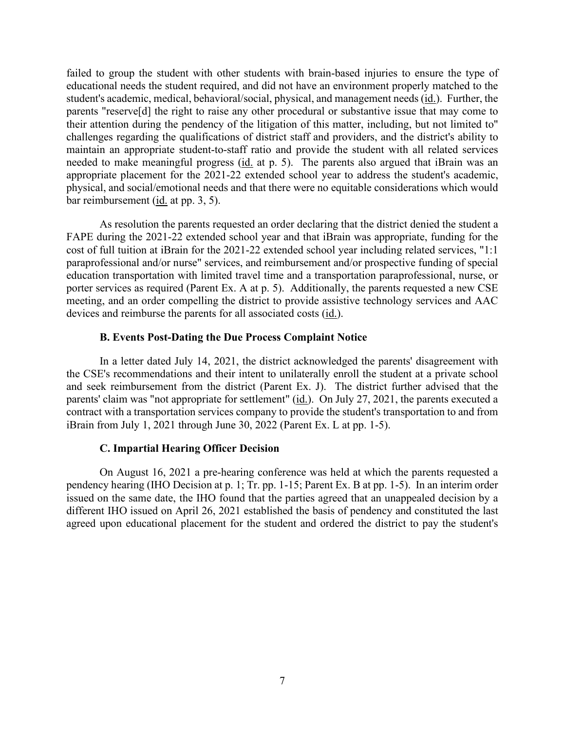failed to group the student with other students with brain-based injuries to ensure the type of educational needs the student required, and did not have an environment properly matched to the student's academic, medical, behavioral/social, physical, and management needs (id.). Further, the parents "reserve[d] the right to raise any other procedural or substantive issue that may come to their attention during the pendency of the litigation of this matter, including, but not limited to" challenges regarding the qualifications of district staff and providers, and the district's ability to maintain an appropriate student-to-staff ratio and provide the student with all related services needed to make meaningful progress (id. at p. 5). The parents also argued that iBrain was an appropriate placement for the 2021-22 extended school year to address the student's academic, physical, and social/emotional needs and that there were no equitable considerations which would bar reimbursement (id. at pp. 3, 5).

As resolution the parents requested an order declaring that the district denied the student a FAPE during the 2021-22 extended school year and that iBrain was appropriate, funding for the cost of full tuition at iBrain for the 2021-22 extended school year including related services, "1:1 paraprofessional and/or nurse" services, and reimbursement and/or prospective funding of special education transportation with limited travel time and a transportation paraprofessional, nurse, or porter services as required (Parent Ex. A at p. 5). Additionally, the parents requested a new CSE meeting, and an order compelling the district to provide assistive technology services and AAC devices and reimburse the parents for all associated costs (id.).

### B. Events Post-Dating the Due Process Complaint Notice

In a letter dated July 14, 2021, the district acknowledged the parents' disagreement with the CSE's recommendations and their intent to unilaterally enroll the student at a private school and seek reimbursement from the district (Parent Ex. J). The district further advised that the parents' claim was "not appropriate for settlement" (id.). On July 27, 2021, the parents executed a contract with a transportation services company to provide the student's transportation to and from iBrain from July 1, 2021 through June 30, 2022 (Parent Ex. L at pp. 1-5).

### C. Impartial Hearing Officer Decision

On August 16, 2021 a pre-hearing conference was held at which the parents requested a pendency hearing (IHO Decision at p. 1; Tr. pp. 1-15; Parent Ex. B at pp. 1-5). In an interim order issued on the same date, the IHO found that the parties agreed that an unappealed decision by a different IHO issued on April 26, 2021 established the basis of pendency and constituted the last agreed upon educational placement for the student and ordered the district to pay the student's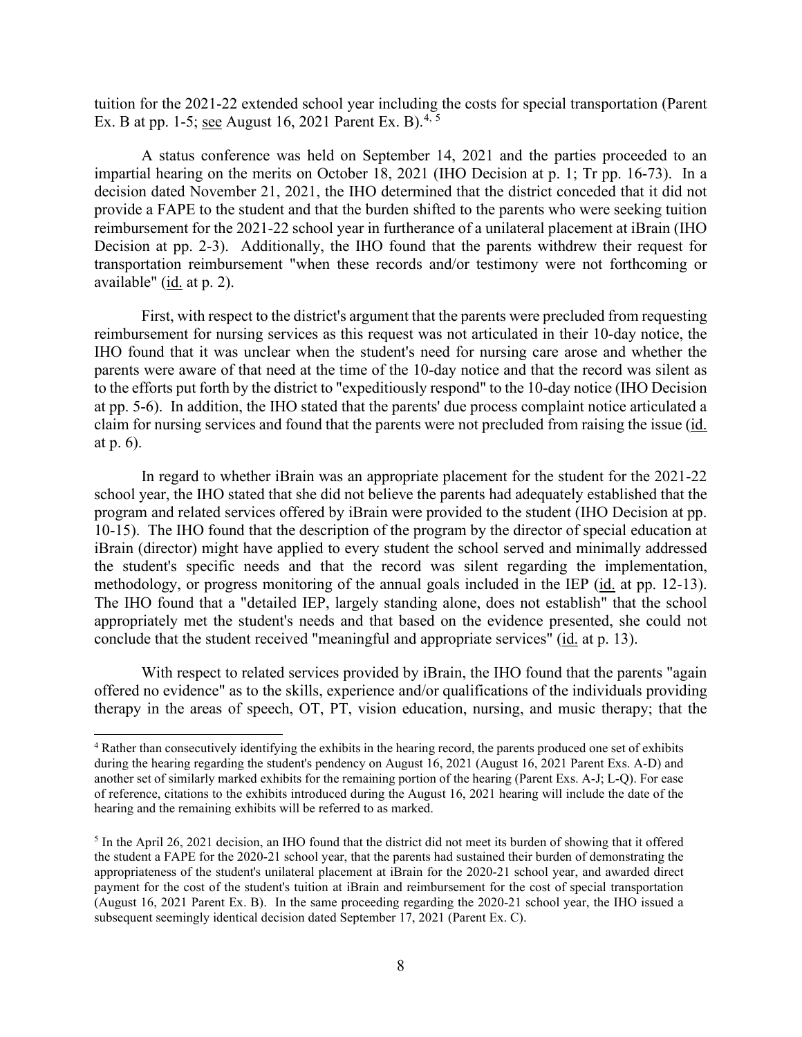tuition for the 2021-22 extended school year including the costs for special transportation (Parent Ex. B at pp. 1-5; see August 16, 2021 Parent Ex. B).[4, 5]

A status conference was held on September 14, 2021 and the parties proceeded to an impartial hearing on the merits on October 18, 2021 (IHO Decision at p. 1; Tr pp. 16-73). In a decision dated November 21, 2021, the IHO determined that the district conceded that it did not provide a FAPE to the student and that the burden shifted to the parents who were seeking tuition reimbursement for the 2021-22 school year in furtherance of a unilateral placement at iBrain (IHO Decision at pp. 2-3). Additionally, the IHO found that the parents withdrew their request for transportation reimbursement "when these records and/or testimony were not forthcoming or available" (id. at p. 2).

First, with respect to the district's argument that the parents were precluded from requesting reimbursement for nursing services as this request was not articulated in their 10-day notice, the IHO found that it was unclear when the student's need for nursing care arose and whether the parents were aware of that need at the time of the 10-day notice and that the record was silent as to the efforts put forth by the district to "expeditiously respond" to the 10-day notice (IHO Decision at pp. 5-6). In addition, the IHO stated that the parents' due process complaint notice articulated a claim for nursing services and found that the parents were not precluded from raising the issue (id. at p. 6).

In regard to whether iBrain was an appropriate placement for the student for the 2021-22 school year, the IHO stated that she did not believe the parents had adequately established that the program and related services offered by iBrain were provided to the student (IHO Decision at pp. 10-15). The IHO found that the description of the program by the director of special education at iBrain (director) might have applied to every student the school served and minimally addressed the student's specific needs and that the record was silent regarding the implementation, methodology, or progress monitoring of the annual goals included in the IEP (id. at pp. 12-13). The IHO found that a "detailed IEP, largely standing alone, does not establish" that the school appropriately met the student's needs and that based on the evidence presented, she could not conclude that the student received "meaningful and appropriate services" (id. at p. 13).

With respect to related services provided by iBrain, the IHO found that the parents "again offered no evidence" as to the skills, experience and/or qualifications of the individuals providing therapy in the areas of speech, OT, PT, vision education, nursing, and music therapy; that the

[4] Rather than consecutively identifying the exhibits in the hearing record, the parents produced one set of exhibits during the hearing regarding the student's pendency on August 16, 2021 (August 16, 2021 Parent Exs. A-D) and another set of similarly marked exhibits for the remaining portion of the hearing (Parent Exs. A-J; L-Q). For ease of reference, citations to the exhibits introduced during the August 16, 2021 hearing will include the date of the hearing and the remaining exhibits will be referred to as marked.

[5] In the April 26, 2021 decision, an IHO found that the district did not meet its burden of showing that it offered the student a FAPE for the 2020-21 school year, that the parents had sustained their burden of demonstrating the appropriateness of the student's unilateral placement at iBrain for the 2020-21 school year, and awarded direct payment for the cost of the student's tuition at iBrain and reimbursement for the cost of special transportation (August 16, 2021 Parent Ex. B). In the same proceeding regarding the 2020-21 school year, the IHO issued a subsequent seemingly identical decision dated September 17, 2021 (Parent Ex. C).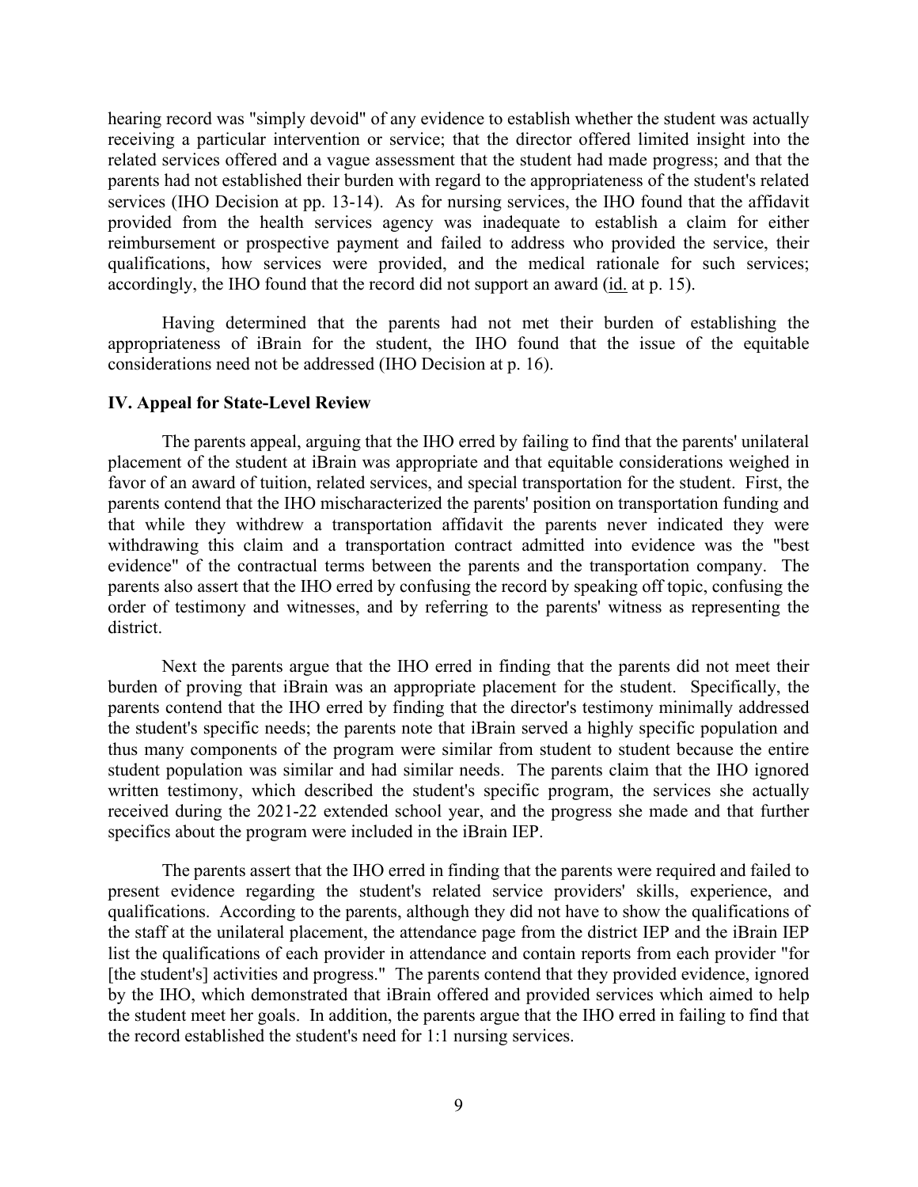hearing record was "simply devoid" of any evidence to establish whether the student was actually receiving a particular intervention or service; that the director offered limited insight into the related services offered and a vague assessment that the student had made progress; and that the parents had not established their burden with regard to the appropriateness of the student's related services (IHO Decision at pp. 13-14). As for nursing services, the IHO found that the affidavit provided from the health services agency was inadequate to establish a claim for either reimbursement or prospective payment and failed to address who provided the service, their qualifications, how services were provided, and the medical rationale for such services; accordingly, the IHO found that the record did not support an award (id. at p. 15).

Having determined that the parents had not met their burden of establishing the appropriateness of iBrain for the student, the IHO found that the issue of the equitable considerations need not be addressed (IHO Decision at p. 16).

## IV. Appeal for State-Level Review

The parents appeal, arguing that the IHO erred by failing to find that the parents' unilateral placement of the student at iBrain was appropriate and that equitable considerations weighed in favor of an award of tuition, related services, and special transportation for the student. First, the parents contend that the IHO mischaracterized the parents' position on transportation funding and that while they withdrew a transportation affidavit the parents never indicated they were withdrawing this claim and a transportation contract admitted into evidence was the "best evidence" of the contractual terms between the parents and the transportation company. The parents also assert that the IHO erred by confusing the record by speaking off topic, confusing the order of testimony and witnesses, and by referring to the parents' witness as representing the district.

Next the parents argue that the IHO erred in finding that the parents did not meet their burden of proving that iBrain was an appropriate placement for the student. Specifically, the parents contend that the IHO erred by finding that the director's testimony minimally addressed the student's specific needs; the parents note that iBrain served a highly specific population and thus many components of the program were similar from student to student because the entire student population was similar and had similar needs. The parents claim that the IHO ignored written testimony, which described the student's specific program, the services she actually received during the 2021-22 extended school year, and the progress she made and that further specifics about the program were included in the iBrain IEP.

The parents assert that the IHO erred in finding that the parents were required and failed to present evidence regarding the student's related service providers' skills, experience, and qualifications. According to the parents, although they did not have to show the qualifications of the staff at the unilateral placement, the attendance page from the district IEP and the iBrain IEP list the qualifications of each provider in attendance and contain reports from each provider "for [the student's] activities and progress." The parents contend that they provided evidence, ignored by the IHO, which demonstrated that iBrain offered and provided services which aimed to help the student meet her goals. In addition, the parents argue that the IHO erred in failing to find that the record established the student's need for 1:1 nursing services.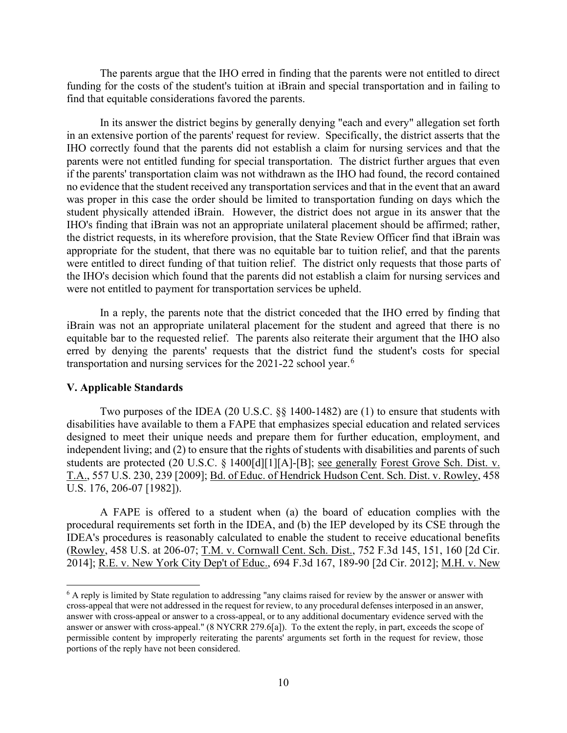The parents argue that the IHO erred in finding that the parents were not entitled to direct funding for the costs of the student's tuition at iBrain and special transportation and in failing to find that equitable considerations favored the parents.

In its answer the district begins by generally denying "each and every" allegation set forth in an extensive portion of the parents' request for review. Specifically, the district asserts that the IHO correctly found that the parents did not establish a claim for nursing services and that the parents were not entitled funding for special transportation. The district further argues that even if the parents' transportation claim was not withdrawn as the IHO had found, the record contained no evidence that the student received any transportation services and that in the event that an award was proper in this case the order should be limited to transportation funding on days which the student physically attended iBrain. However, the district does not argue in its answer that the IHO's finding that iBrain was not an appropriate unilateral placement should be affirmed; rather, the district requests, in its wherefore provision, that the State Review Officer find that iBrain was appropriate for the student, that there was no equitable bar to tuition relief, and that the parents were entitled to direct funding of that tuition relief. The district only requests that those parts of the IHO's decision which found that the parents did not establish a claim for nursing services and were not entitled to payment for transportation services be upheld.

In a reply, the parents note that the district conceded that the IHO erred by finding that iBrain was not an appropriate unilateral placement for the student and agreed that there is no equitable bar to the requested relief. The parents also reiterate their argument that the IHO also erred by denying the parents' requests that the district fund the student's costs for special transportation and nursing services for the 2021-22 school year.[6]

## V. Applicable Standards

Two purposes of the IDEA (20 U.S.C. §§ 1400-1482) are (1) to ensure that students with disabilities have available to them a FAPE that emphasizes special education and related services designed to meet their unique needs and prepare them for further education, employment, and independent living; and (2) to ensure that the rights of students with disabilities and parents of such students are protected (20 U.S.C. § 1400[d][1][A]-[B]; see generally Forest Grove Sch. Dist. v. T.A., 557 U.S. 230, 239 [2009]; Bd. of Educ. of Hendrick Hudson Cent. Sch. Dist. v. Rowley, 458 U.S. 176, 206-07 [1982]).

A FAPE is offered to a student when (a) the board of education complies with the procedural requirements set forth in the IDEA, and (b) the IEP developed by its CSE through the IDEA's procedures is reasonably calculated to enable the student to receive educational benefits (Rowley, 458 U.S. at 206-07; T.M. v. Cornwall Cent. Sch. Dist., 752 F.3d 145, 151, 160 [2d Cir. 2014]; R.E. v. New York City Dep't of Educ., 694 F.3d 167, 189-90 [2d Cir. 2012]; M.H. v. New

---

[6] A reply is limited by State regulation to addressing "any claims raised for review by the answer or answer with cross-appeal that were not addressed in the request for review, to any procedural defenses interposed in an answer, answer with cross-appeal or answer to a cross-appeal, or to any additional documentary evidence served with the answer or answer with cross-appeal." (8 NYCRR 279.6[a]). To the extent the reply, in part, exceeds the scope of permissible content by improperly reiterating the parents' arguments set forth in the request for review, those portions of the reply have not been considered.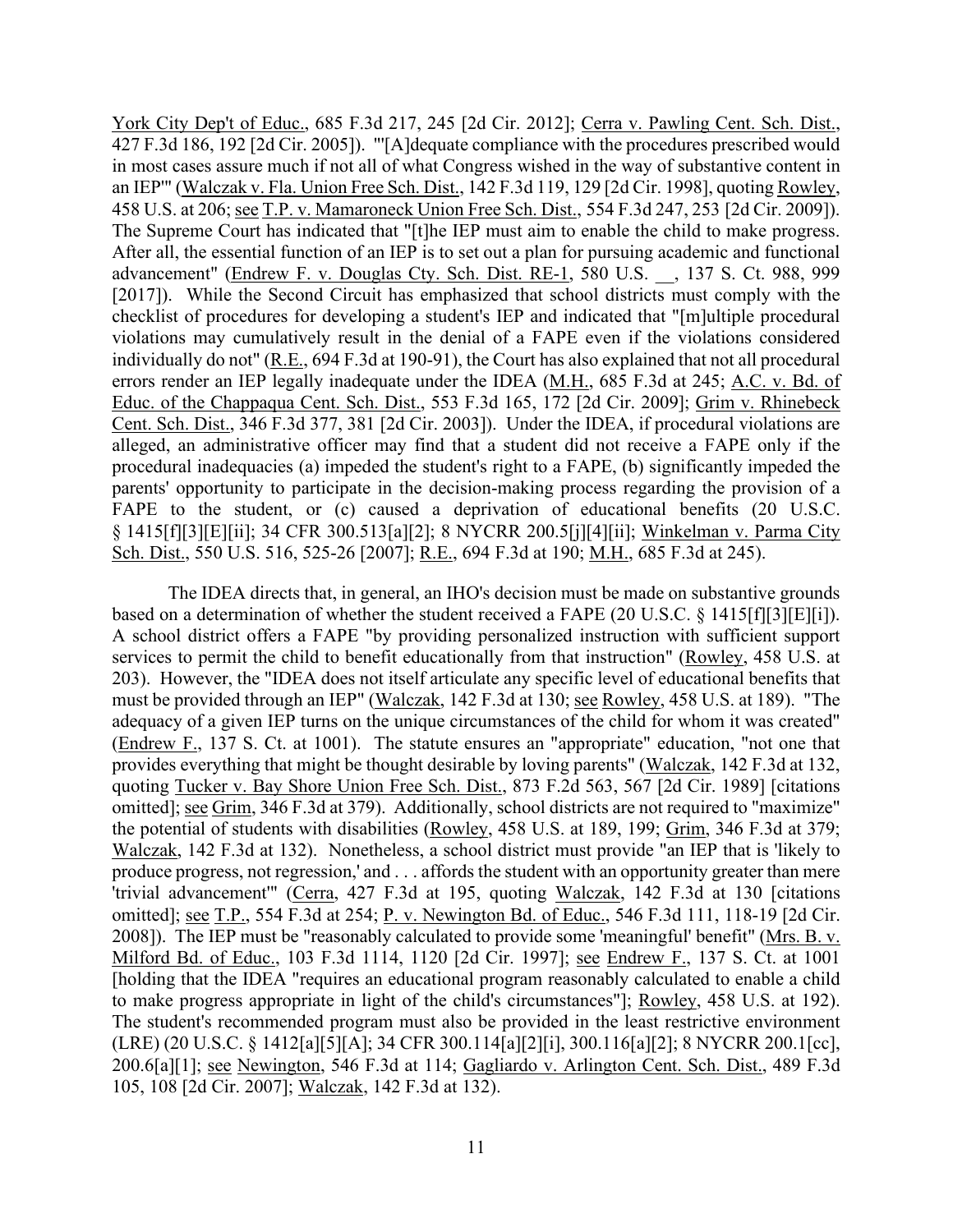York City Dep't of Educ., 685 F.3d 217, 245 [2d Cir. 2012]; Cerra v. Pawling Cent. Sch. Dist., 427 F.3d 186, 192 [2d Cir. 2005]). "'[A]dequate compliance with the procedures prescribed would in most cases assure much if not all of what Congress wished in the way of substantive content in an IEP'" (Walczak v. Fla. Union Free Sch. Dist., 142 F.3d 119, 129 [2d Cir. 1998], quoting Rowley, 458 U.S. at 206; see T.P. v. Mamaroneck Union Free Sch. Dist., 554 F.3d 247, 253 [2d Cir. 2009]). The Supreme Court has indicated that "[t]he IEP must aim to enable the child to make progress. After all, the essential function of an IEP is to set out a plan for pursuing academic and functional advancement" (Endrew F. v. Douglas Cty. Sch. Dist. RE-1, 580 U.S. __, 137 S. Ct. 988, 999 [2017]). While the Second Circuit has emphasized that school districts must comply with the checklist of procedures for developing a student's IEP and indicated that "[m]ultiple procedural violations may cumulatively result in the denial of a FAPE even if the violations considered individually do not" (R.E., 694 F.3d at 190-91), the Court has also explained that not all procedural errors render an IEP legally inadequate under the IDEA (M.H., 685 F.3d at 245; A.C. v. Bd. of Educ. of the Chappaqua Cent. Sch. Dist., 553 F.3d 165, 172 [2d Cir. 2009]; Grim v. Rhinebeck Cent. Sch. Dist., 346 F.3d 377, 381 [2d Cir. 2003]). Under the IDEA, if procedural violations are alleged, an administrative officer may find that a student did not receive a FAPE only if the procedural inadequacies (a) impeded the student's right to a FAPE, (b) significantly impeded the parents' opportunity to participate in the decision-making process regarding the provision of a FAPE to the student, or (c) caused a deprivation of educational benefits (20 U.S.C. § 1415[f][3][E][ii]; 34 CFR 300.513[a][2]; 8 NYCRR 200.5[j][4][ii]; Winkelman v. Parma City Sch. Dist., 550 U.S. 516, 525-26 [2007]; R.E., 694 F.3d at 190; M.H., 685 F.3d at 245).

The IDEA directs that, in general, an IHO's decision must be made on substantive grounds based on a determination of whether the student received a FAPE (20 U.S.C. § 1415[f][3][E][i]). A school district offers a FAPE "by providing personalized instruction with sufficient support services to permit the child to benefit educationally from that instruction" (Rowley, 458 U.S. at 203). However, the "IDEA does not itself articulate any specific level of educational benefits that must be provided through an IEP" (Walczak, 142 F.3d at 130; see Rowley, 458 U.S. at 189). "The adequacy of a given IEP turns on the unique circumstances of the child for whom it was created" (Endrew F., 137 S. Ct. at 1001). The statute ensures an "appropriate" education, "not one that provides everything that might be thought desirable by loving parents" (Walczak, 142 F.3d at 132, quoting Tucker v. Bay Shore Union Free Sch. Dist., 873 F.2d 563, 567 [2d Cir. 1989] [citations omitted]; see Grim, 346 F.3d at 379). Additionally, school districts are not required to "maximize" the potential of students with disabilities (Rowley, 458 U.S. at 189, 199; Grim, 346 F.3d at 379; Walczak, 142 F.3d at 132). Nonetheless, a school district must provide "an IEP that is 'likely to produce progress, not regression,' and . . . affords the student with an opportunity greater than mere 'trivial advancement'" (Cerra, 427 F.3d at 195, quoting Walczak, 142 F.3d at 130 [citations omitted]; see T.P., 554 F.3d at 254; P. v. Newington Bd. of Educ., 546 F.3d 111, 118-19 [2d Cir. 2008]). The IEP must be "reasonably calculated to provide some 'meaningful' benefit" (Mrs. B. v. Milford Bd. of Educ., 103 F.3d 1114, 1120 [2d Cir. 1997]; see Endrew F., 137 S. Ct. at 1001 [holding that the IDEA "requires an educational program reasonably calculated to enable a child to make progress appropriate in light of the child's circumstances"]; Rowley, 458 U.S. at 192). The student's recommended program must also be provided in the least restrictive environment (LRE) (20 U.S.C. § 1412[a][5][A]; 34 CFR 300.114[a][2][i], 300.116[a][2]; 8 NYCRR 200.1[cc], 200.6[a][1]; see Newington, 546 F.3d at 114; Gagliardo v. Arlington Cent. Sch. Dist., 489 F.3d 105, 108 [2d Cir. 2007]; Walczak, 142 F.3d at 132).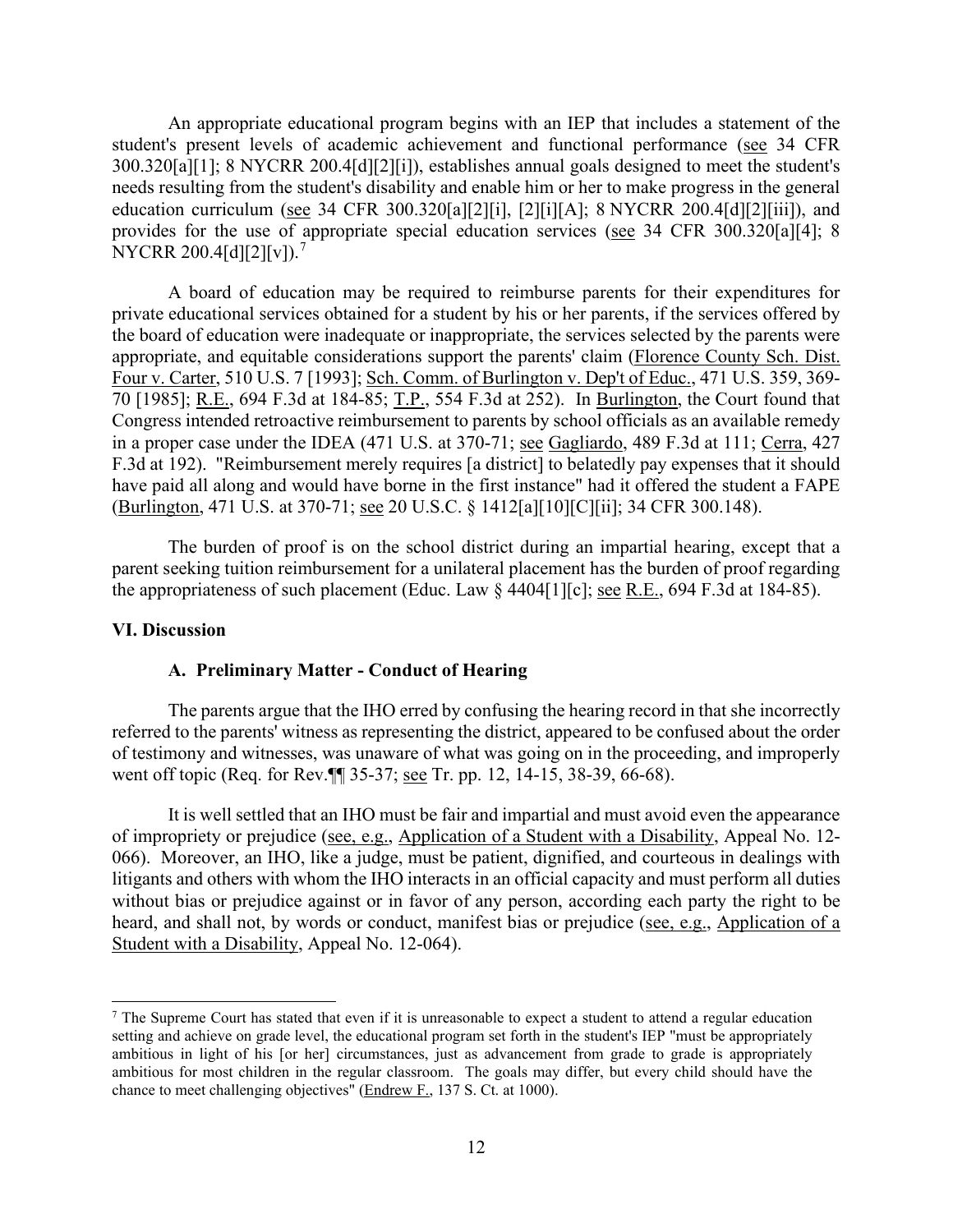An appropriate educational program begins with an IEP that includes a statement of the student's present levels of academic achievement and functional performance (see 34 CFR 300.320[a][1]; 8 NYCRR 200.4[d][2][i]), establishes annual goals designed to meet the student's needs resulting from the student's disability and enable him or her to make progress in the general education curriculum (see 34 CFR 300.320[a][2][i], [2][i][A]; 8 NYCRR 200.4[d][2][iii]), and provides for the use of appropriate special education services (see 34 CFR 300.320[a][4]; 8 NYCRR 200.4[d][2][v]).[7]

A board of education may be required to reimburse parents for their expenditures for private educational services obtained for a student by his or her parents, if the services offered by the board of education were inadequate or inappropriate, the services selected by the parents were appropriate, and equitable considerations support the parents' claim (Florence County Sch. Dist. Four v. Carter, 510 U.S. 7 [1993]; Sch. Comm. of Burlington v. Dep't of Educ., 471 U.S. 359, 369-70 [1985]; R.E., 694 F.3d at 184-85; T.P., 554 F.3d at 252). In Burlington, the Court found that Congress intended retroactive reimbursement to parents by school officials as an available remedy in a proper case under the IDEA (471 U.S. at 370-71; see Gagliardo, 489 F.3d at 111; Cerra, 427 F.3d at 192). "Reimbursement merely requires [a district] to belatedly pay expenses that it should have paid all along and would have borne in the first instance" had it offered the student a FAPE (Burlington, 471 U.S. at 370-71; see 20 U.S.C. § 1412[a][10][C][ii]; 34 CFR 300.148).

The burden of proof is on the school district during an impartial hearing, except that a parent seeking tuition reimbursement for a unilateral placement has the burden of proof regarding the appropriateness of such placement (Educ. Law § 4404[1][c]; see R.E., 694 F.3d at 184-85).

## VI. Discussion

### A. Preliminary Matter - Conduct of Hearing

The parents argue that the IHO erred by confusing the hearing record in that she incorrectly referred to the parents' witness as representing the district, appeared to be confused about the order of testimony and witnesses, was unaware of what was going on in the proceeding, and improperly went off topic (Req. for Rev.¶¶ 35-37; see Tr. pp. 12, 14-15, 38-39, 66-68).

It is well settled that an IHO must be fair and impartial and must avoid even the appearance of impropriety or prejudice (see, e.g., Application of a Student with a Disability, Appeal No. 12-066). Moreover, an IHO, like a judge, must be patient, dignified, and courteous in dealings with litigants and others with whom the IHO interacts in an official capacity and must perform all duties without bias or prejudice against or in favor of any person, according each party the right to be heard, and shall not, by words or conduct, manifest bias or prejudice (see, e.g., Application of a Student with a Disability, Appeal No. 12-064).

---

[7] The Supreme Court has stated that even if it is unreasonable to expect a student to attend a regular education setting and achieve on grade level, the educational program set forth in the student's IEP "must be appropriately ambitious in light of his [or her] circumstances, just as advancement from grade to grade is appropriately ambitious for most children in the regular classroom. The goals may differ, but every child should have the chance to meet challenging objectives" (Endrew F., 137 S. Ct. at 1000).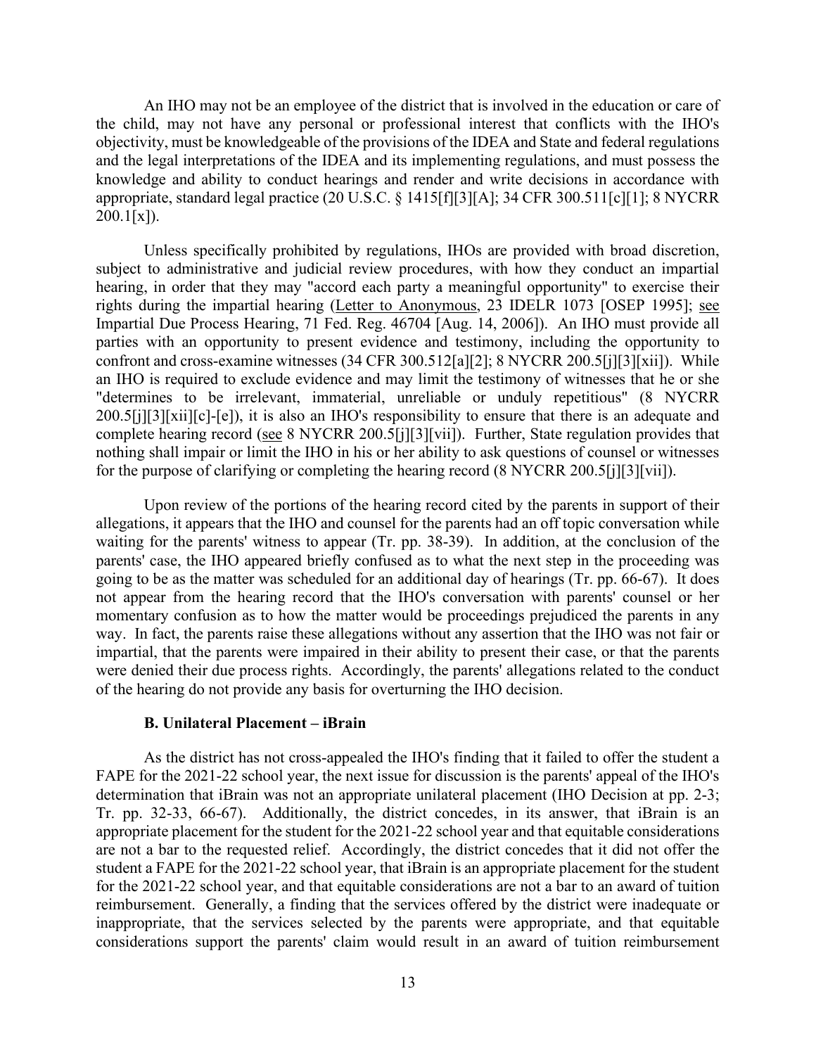An IHO may not be an employee of the district that is involved in the education or care of the child, may not have any personal or professional interest that conflicts with the IHO's objectivity, must be knowledgeable of the provisions of the IDEA and State and federal regulations and the legal interpretations of the IDEA and its implementing regulations, and must possess the knowledge and ability to conduct hearings and render and write decisions in accordance with appropriate, standard legal practice (20 U.S.C. § 1415[f][3][A]; 34 CFR 300.511[c][1]; 8 NYCRR 200.1[x]).

Unless specifically prohibited by regulations, IHOs are provided with broad discretion, subject to administrative and judicial review procedures, with how they conduct an impartial hearing, in order that they may "accord each party a meaningful opportunity" to exercise their rights during the impartial hearing (Letter to Anonymous, 23 IDELR 1073 [OSEP 1995]; see Impartial Due Process Hearing, 71 Fed. Reg. 46704 [Aug. 14, 2006]). An IHO must provide all parties with an opportunity to present evidence and testimony, including the opportunity to confront and cross-examine witnesses (34 CFR 300.512[a][2]; 8 NYCRR 200.5[j][3][xii]). While an IHO is required to exclude evidence and may limit the testimony of witnesses that he or she "determines to be irrelevant, immaterial, unreliable or unduly repetitious" (8 NYCRR 200.5[j][3][xii][c]-[e]), it is also an IHO's responsibility to ensure that there is an adequate and complete hearing record (see 8 NYCRR 200.5[j][3][vii]). Further, State regulation provides that nothing shall impair or limit the IHO in his or her ability to ask questions of counsel or witnesses for the purpose of clarifying or completing the hearing record (8 NYCRR 200.5[j][3][vii]).

Upon review of the portions of the hearing record cited by the parents in support of their allegations, it appears that the IHO and counsel for the parents had an off topic conversation while waiting for the parents' witness to appear (Tr. pp. 38-39). In addition, at the conclusion of the parents' case, the IHO appeared briefly confused as to what the next step in the proceeding was going to be as the matter was scheduled for an additional day of hearings (Tr. pp. 66-67). It does not appear from the hearing record that the IHO's conversation with parents' counsel or her momentary confusion as to how the matter would be proceedings prejudiced the parents in any way. In fact, the parents raise these allegations without any assertion that the IHO was not fair or impartial, that the parents were impaired in their ability to present their case, or that the parents were denied their due process rights. Accordingly, the parents' allegations related to the conduct of the hearing do not provide any basis for overturning the IHO decision.

### B. Unilateral Placement – iBrain

As the district has not cross-appealed the IHO's finding that it failed to offer the student a FAPE for the 2021-22 school year, the next issue for discussion is the parents' appeal of the IHO's determination that iBrain was not an appropriate unilateral placement (IHO Decision at pp. 2-3; Tr. pp. 32-33, 66-67). Additionally, the district concedes, in its answer, that iBrain is an appropriate placement for the student for the 2021-22 school year and that equitable considerations are not a bar to the requested relief. Accordingly, the district concedes that it did not offer the student a FAPE for the 2021-22 school year, that iBrain is an appropriate placement for the student for the 2021-22 school year, and that equitable considerations are not a bar to an award of tuition reimbursement. Generally, a finding that the services offered by the district were inadequate or inappropriate, that the services selected by the parents were appropriate, and that equitable considerations support the parents' claim would result in an award of tuition reimbursement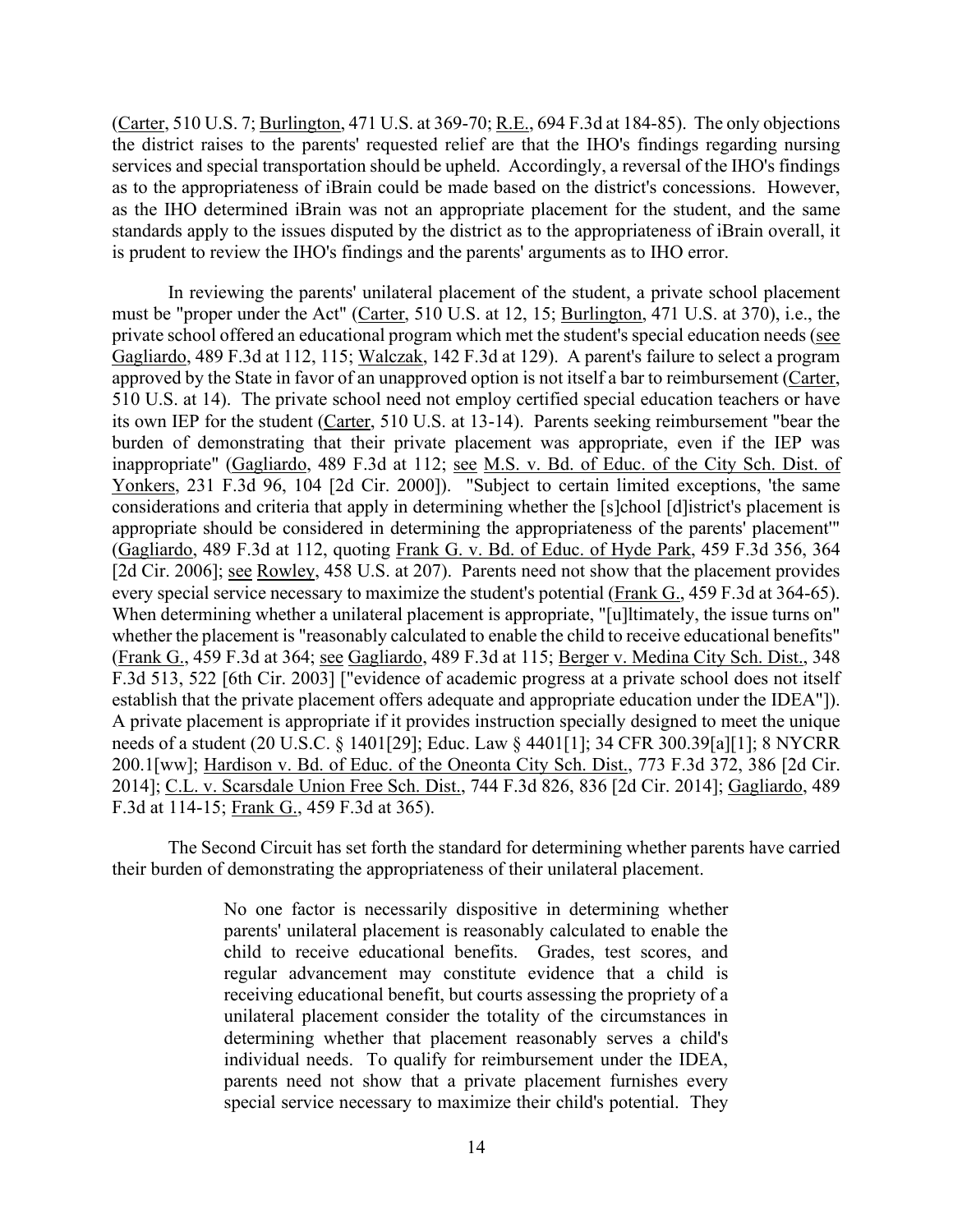(Carter, 510 U.S. 7; Burlington, 471 U.S. at 369-70; R.E., 694 F.3d at 184-85). The only objections the district raises to the parents' requested relief are that the IHO's findings regarding nursing services and special transportation should be upheld. Accordingly, a reversal of the IHO's findings as to the appropriateness of iBrain could be made based on the district's concessions. However, as the IHO determined iBrain was not an appropriate placement for the student, and the same standards apply to the issues disputed by the district as to the appropriateness of iBrain overall, it is prudent to review the IHO's findings and the parents' arguments as to IHO error.

In reviewing the parents' unilateral placement of the student, a private school placement must be "proper under the Act" (Carter, 510 U.S. at 12, 15; Burlington, 471 U.S. at 370), i.e., the private school offered an educational program which met the student's special education needs (see Gagliardo, 489 F.3d at 112, 115; Walczak, 142 F.3d at 129). A parent's failure to select a program approved by the State in favor of an unapproved option is not itself a bar to reimbursement (Carter, 510 U.S. at 14). The private school need not employ certified special education teachers or have its own IEP for the student (Carter, 510 U.S. at 13-14). Parents seeking reimbursement "bear the burden of demonstrating that their private placement was appropriate, even if the IEP was inappropriate" (Gagliardo, 489 F.3d at 112; see M.S. v. Bd. of Educ. of the City Sch. Dist. of Yonkers, 231 F.3d 96, 104 [2d Cir. 2000]). "Subject to certain limited exceptions, 'the same considerations and criteria that apply in determining whether the [s]chool [d]istrict's placement is appropriate should be considered in determining the appropriateness of the parents' placement'" (Gagliardo, 489 F.3d at 112, quoting Frank G. v. Bd. of Educ. of Hyde Park, 459 F.3d 356, 364 [2d Cir. 2006]; see Rowley, 458 U.S. at 207). Parents need not show that the placement provides every special service necessary to maximize the student's potential (Frank G., 459 F.3d at 364-65). When determining whether a unilateral placement is appropriate, "[u]ltimately, the issue turns on" whether the placement is "reasonably calculated to enable the child to receive educational benefits" (Frank G., 459 F.3d at 364; see Gagliardo, 489 F.3d at 115; Berger v. Medina City Sch. Dist., 348 F.3d 513, 522 [6th Cir. 2003] ["evidence of academic progress at a private school does not itself establish that the private placement offers adequate and appropriate education under the IDEA"]). A private placement is appropriate if it provides instruction specially designed to meet the unique needs of a student (20 U.S.C. § 1401[29]; Educ. Law § 4401[1]; 34 CFR 300.39[a][1]; 8 NYCRR 200.1[ww]; Hardison v. Bd. of Educ. of the Oneonta City Sch. Dist., 773 F.3d 372, 386 [2d Cir. 2014]; C.L. v. Scarsdale Union Free Sch. Dist., 744 F.3d 826, 836 [2d Cir. 2014]; Gagliardo, 489 F.3d at 114-15; Frank G., 459 F.3d at 365).

The Second Circuit has set forth the standard for determining whether parents have carried their burden of demonstrating the appropriateness of their unilateral placement.

> No one factor is necessarily dispositive in determining whether parents' unilateral placement is reasonably calculated to enable the child to receive educational benefits. Grades, test scores, and regular advancement may constitute evidence that a child is receiving educational benefit, but courts assessing the propriety of a unilateral placement consider the totality of the circumstances in determining whether that placement reasonably serves a child's individual needs. To qualify for reimbursement under the IDEA, parents need not show that a private placement furnishes every special service necessary to maximize their child's potential. They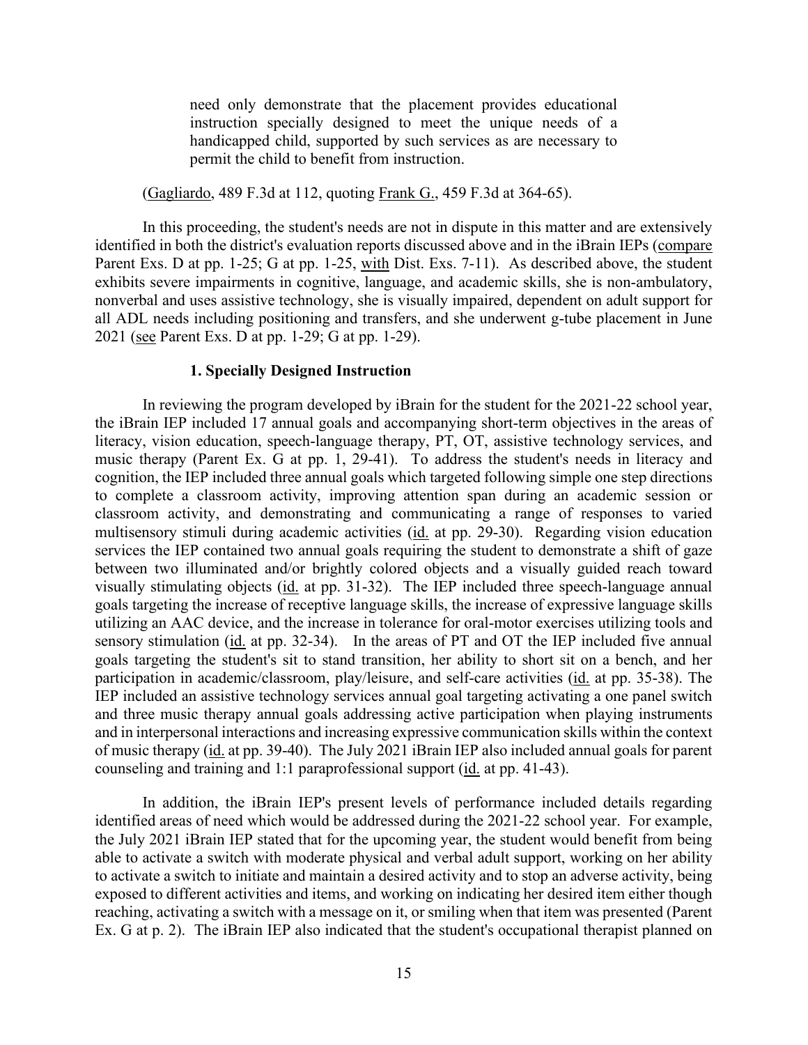> need only demonstrate that the placement provides educational instruction specially designed to meet the unique needs of a handicapped child, supported by such services as are necessary to permit the child to benefit from instruction.

(Gagliardo, 489 F.3d at 112, quoting Frank G., 459 F.3d at 364-65).

In this proceeding, the student's needs are not in dispute in this matter and are extensively identified in both the district's evaluation reports discussed above and in the iBrain IEPs (compare Parent Exs. D at pp. 1-25; G at pp. 1-25, with Dist. Exs. 7-11). As described above, the student exhibits severe impairments in cognitive, language, and academic skills, she is non-ambulatory, nonverbal and uses assistive technology, she is visually impaired, dependent on adult support for all ADL needs including positioning and transfers, and she underwent g-tube placement in June 2021 (see Parent Exs. D at pp. 1-29; G at pp. 1-29).

### 1. Specially Designed Instruction

In reviewing the program developed by iBrain for the student for the 2021-22 school year, the iBrain IEP included 17 annual goals and accompanying short-term objectives in the areas of literacy, vision education, speech-language therapy, PT, OT, assistive technology services, and music therapy (Parent Ex. G at pp. 1, 29-41). To address the student's needs in literacy and cognition, the IEP included three annual goals which targeted following simple one step directions to complete a classroom activity, improving attention span during an academic session or classroom activity, and demonstrating and communicating a range of responses to varied multisensory stimuli during academic activities (id. at pp. 29-30). Regarding vision education services the IEP contained two annual goals requiring the student to demonstrate a shift of gaze between two illuminated and/or brightly colored objects and a visually guided reach toward visually stimulating objects (id. at pp. 31-32). The IEP included three speech-language annual goals targeting the increase of receptive language skills, the increase of expressive language skills utilizing an AAC device, and the increase in tolerance for oral-motor exercises utilizing tools and sensory stimulation (id. at pp. 32-34). In the areas of PT and OT the IEP included five annual goals targeting the student's sit to stand transition, her ability to short sit on a bench, and her participation in academic/classroom, play/leisure, and self-care activities (id. at pp. 35-38). The IEP included an assistive technology services annual goal targeting activating a one panel switch and three music therapy annual goals addressing active participation when playing instruments and in interpersonal interactions and increasing expressive communication skills within the context of music therapy (id. at pp. 39-40). The July 2021 iBrain IEP also included annual goals for parent counseling and training and 1:1 paraprofessional support (id. at pp. 41-43).

In addition, the iBrain IEP's present levels of performance included details regarding identified areas of need which would be addressed during the 2021-22 school year. For example, the July 2021 iBrain IEP stated that for the upcoming year, the student would benefit from being able to activate a switch with moderate physical and verbal adult support, working on her ability to activate a switch to initiate and maintain a desired activity and to stop an adverse activity, being exposed to different activities and items, and working on indicating her desired item either though reaching, activating a switch with a message on it, or smiling when that item was presented (Parent Ex. G at p. 2). The iBrain IEP also indicated that the student's occupational therapist planned on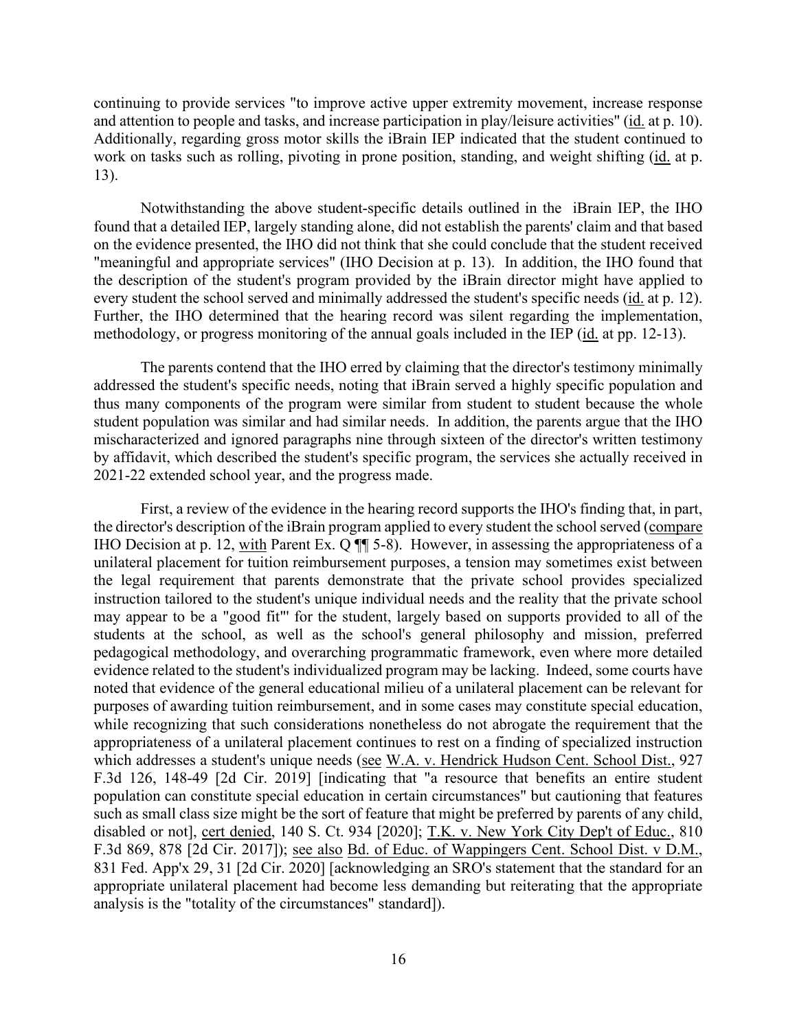continuing to provide services "to improve active upper extremity movement, increase response and attention to people and tasks, and increase participation in play/leisure activities" (id. at p. 10). Additionally, regarding gross motor skills the iBrain IEP indicated that the student continued to work on tasks such as rolling, pivoting in prone position, standing, and weight shifting (id. at p. 13).

Notwithstanding the above student-specific details outlined in the iBrain IEP, the IHO found that a detailed IEP, largely standing alone, did not establish the parents' claim and that based on the evidence presented, the IHO did not think that she could conclude that the student received "meaningful and appropriate services" (IHO Decision at p. 13). In addition, the IHO found that the description of the student's program provided by the iBrain director might have applied to every student the school served and minimally addressed the student's specific needs (id. at p. 12). Further, the IHO determined that the hearing record was silent regarding the implementation, methodology, or progress monitoring of the annual goals included in the IEP (id. at pp. 12-13).

The parents contend that the IHO erred by claiming that the director's testimony minimally addressed the student's specific needs, noting that iBrain served a highly specific population and thus many components of the program were similar from student to student because the whole student population was similar and had similar needs. In addition, the parents argue that the IHO mischaracterized and ignored paragraphs nine through sixteen of the director's written testimony by affidavit, which described the student's specific program, the services she actually received in 2021-22 extended school year, and the progress made.

First, a review of the evidence in the hearing record supports the IHO's finding that, in part, the director's description of the iBrain program applied to every student the school served (compare IHO Decision at p. 12, with Parent Ex. Q ¶¶ 5-8). However, in assessing the appropriateness of a unilateral placement for tuition reimbursement purposes, a tension may sometimes exist between the legal requirement that parents demonstrate that the private school provides specialized instruction tailored to the student's unique individual needs and the reality that the private school may appear to be a "good fit"' for the student, largely based on supports provided to all of the students at the school, as well as the school's general philosophy and mission, preferred pedagogical methodology, and overarching programmatic framework, even where more detailed evidence related to the student's individualized program may be lacking. Indeed, some courts have noted that evidence of the general educational milieu of a unilateral placement can be relevant for purposes of awarding tuition reimbursement, and in some cases may constitute special education, while recognizing that such considerations nonetheless do not abrogate the requirement that the appropriateness of a unilateral placement continues to rest on a finding of specialized instruction which addresses a student's unique needs (see W.A. v. Hendrick Hudson Cent. School Dist., 927 F.3d 126, 148-49 [2d Cir. 2019] [indicating that "a resource that benefits an entire student population can constitute special education in certain circumstances" but cautioning that features such as small class size might be the sort of feature that might be preferred by parents of any child, disabled or not], cert denied, 140 S. Ct. 934 [2020]; T.K. v. New York City Dep't of Educ., 810 F.3d 869, 878 [2d Cir. 2017]); see also Bd. of Educ. of Wappingers Cent. School Dist. v D.M., 831 Fed. App'x 29, 31 [2d Cir. 2020] [acknowledging an SRO's statement that the standard for an appropriate unilateral placement had become less demanding but reiterating that the appropriate analysis is the "totality of the circumstances" standard]).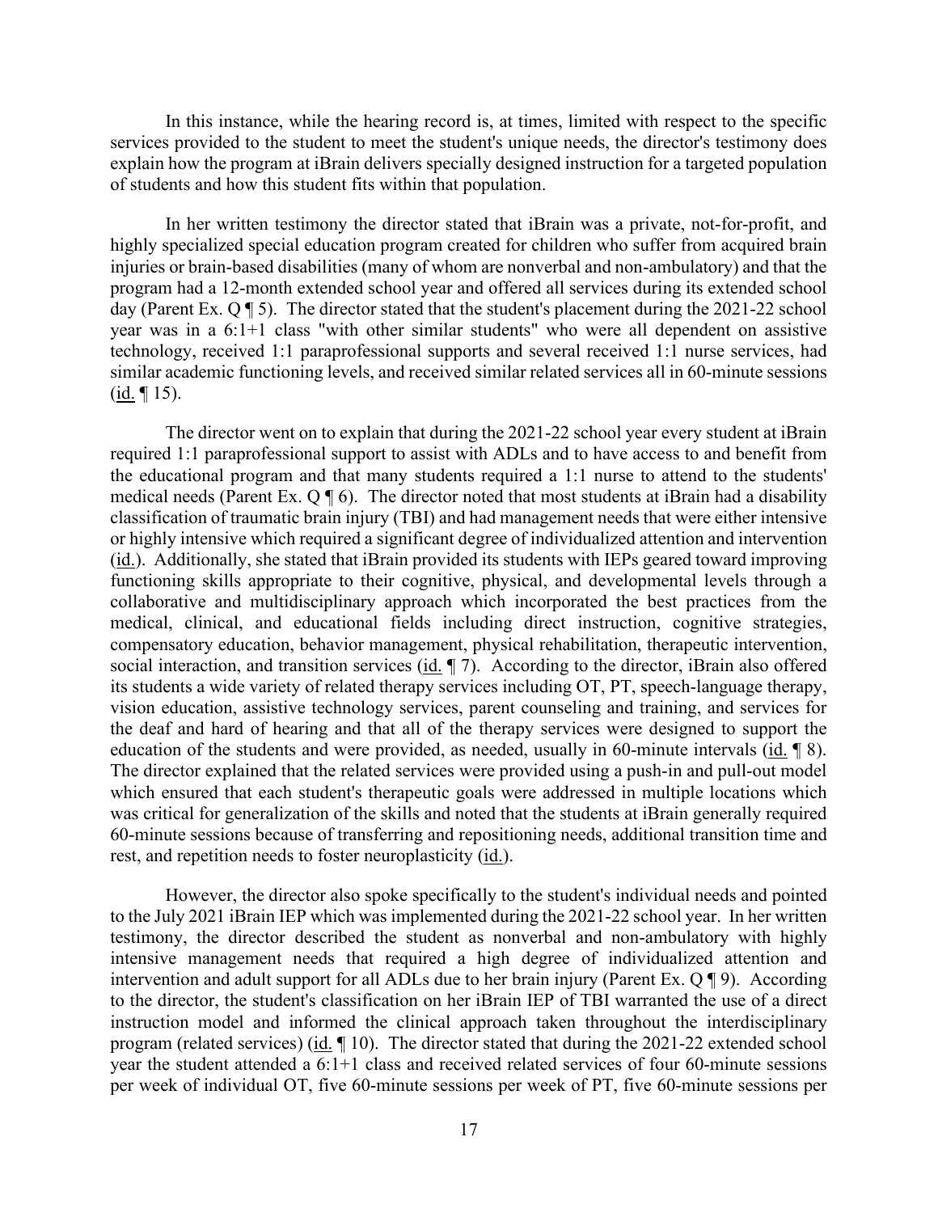In this instance, while the hearing record is, at times, limited with respect to the specific services provided to the student to meet the student's unique needs, the director's testimony does explain how the program at iBrain delivers specially designed instruction for a targeted population of students and how this student fits within that population.

In her written testimony the director stated that iBrain was a private, not-for-profit, and highly specialized special education program created for children who suffer from acquired brain injuries or brain-based disabilities (many of whom are nonverbal and non-ambulatory) and that the program had a 12-month extended school year and offered all services during its extended school day (Parent Ex. Q ¶ 5). The director stated that the student's placement during the 2021-22 school year was in a 6:1+1 class "with other similar students" who were all dependent on assistive technology, received 1:1 paraprofessional supports and several received 1:1 nurse services, had similar academic functioning levels, and received similar related services all in 60-minute sessions (id. ¶ 15).

The director went on to explain that during the 2021-22 school year every student at iBrain required 1:1 paraprofessional support to assist with ADLs and to have access to and benefit from the educational program and that many students required a 1:1 nurse to attend to the students' medical needs (Parent Ex. Q ¶ 6). The director noted that most students at iBrain had a disability classification of traumatic brain injury (TBI) and had management needs that were either intensive or highly intensive which required a significant degree of individualized attention and intervention (id.). Additionally, she stated that iBrain provided its students with IEPs geared toward improving functioning skills appropriate to their cognitive, physical, and developmental levels through a collaborative and multidisciplinary approach which incorporated the best practices from the medical, clinical, and educational fields including direct instruction, cognitive strategies, compensatory education, behavior management, physical rehabilitation, therapeutic intervention, social interaction, and transition services (id. ¶ 7). According to the director, iBrain also offered its students a wide variety of related therapy services including OT, PT, speech-language therapy, vision education, assistive technology services, parent counseling and training, and services for the deaf and hard of hearing and that all of the therapy services were designed to support the education of the students and were provided, as needed, usually in 60-minute intervals (id. ¶ 8). The director explained that the related services were provided using a push-in and pull-out model which ensured that each student's therapeutic goals were addressed in multiple locations which was critical for generalization of the skills and noted that the students at iBrain generally required 60-minute sessions because of transferring and repositioning needs, additional transition time and rest, and repetition needs to foster neuroplasticity (id.).

However, the director also spoke specifically to the student's individual needs and pointed to the July 2021 iBrain IEP which was implemented during the 2021-22 school year. In her written testimony, the director described the student as nonverbal and non-ambulatory with highly intensive management needs that required a high degree of individualized attention and intervention and adult support for all ADLs due to her brain injury (Parent Ex. Q ¶ 9). According to the director, the student's classification on her iBrain IEP of TBI warranted the use of a direct instruction model and informed the clinical approach taken throughout the interdisciplinary program (related services) (id. ¶ 10). The director stated that during the 2021-22 extended school year the student attended a 6:1+1 class and received related services of four 60-minute sessions per week of individual OT, five 60-minute sessions per week of PT, five 60-minute sessions per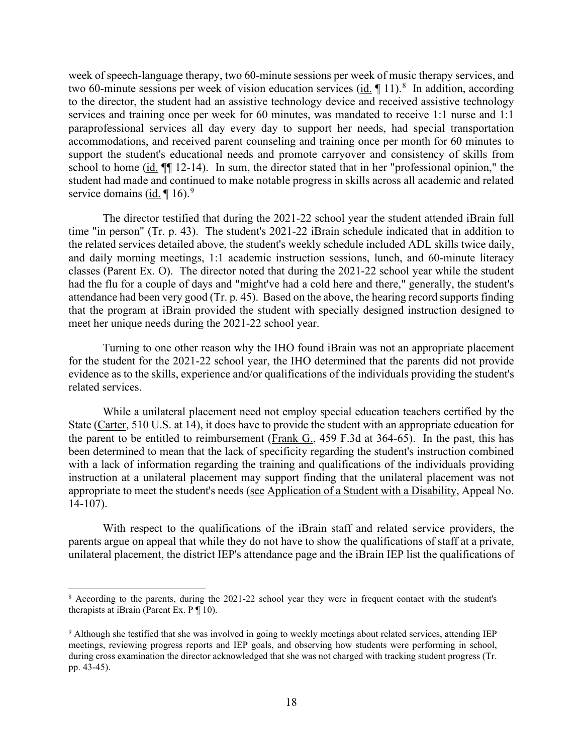week of speech-language therapy, two 60-minute sessions per week of music therapy services, and two 60-minute sessions per week of vision education services (id. ¶ 11).[8] In addition, according to the director, the student had an assistive technology device and received assistive technology services and training once per week for 60 minutes, was mandated to receive 1:1 nurse and 1:1 paraprofessional services all day every day to support her needs, had special transportation accommodations, and received parent counseling and training once per month for 60 minutes to support the student's educational needs and promote carryover and consistency of skills from school to home (id. ¶¶ 12-14). In sum, the director stated that in her "professional opinion," the student had made and continued to make notable progress in skills across all academic and related service domains (id. ¶ 16).[9]

The director testified that during the 2021-22 school year the student attended iBrain full time "in person" (Tr. p. 43). The student's 2021-22 iBrain schedule indicated that in addition to the related services detailed above, the student's weekly schedule included ADL skills twice daily, and daily morning meetings, 1:1 academic instruction sessions, lunch, and 60-minute literacy classes (Parent Ex. O). The director noted that during the 2021-22 school year while the student had the flu for a couple of days and "might've had a cold here and there," generally, the student's attendance had been very good (Tr. p. 45). Based on the above, the hearing record supports finding that the program at iBrain provided the student with specially designed instruction designed to meet her unique needs during the 2021-22 school year.

Turning to one other reason why the IHO found iBrain was not an appropriate placement for the student for the 2021-22 school year, the IHO determined that the parents did not provide evidence as to the skills, experience and/or qualifications of the individuals providing the student's related services.

While a unilateral placement need not employ special education teachers certified by the State (Carter, 510 U.S. at 14), it does have to provide the student with an appropriate education for the parent to be entitled to reimbursement (Frank G., 459 F.3d at 364-65). In the past, this has been determined to mean that the lack of specificity regarding the student's instruction combined with a lack of information regarding the training and qualifications of the individuals providing instruction at a unilateral placement may support finding that the unilateral placement was not appropriate to meet the student's needs (see Application of a Student with a Disability, Appeal No. 14-107).

With respect to the qualifications of the iBrain staff and related service providers, the parents argue on appeal that while they do not have to show the qualifications of staff at a private, unilateral placement, the district IEP's attendance page and the iBrain IEP list the qualifications of

---

[8] According to the parents, during the 2021-22 school year they were in frequent contact with the student's therapists at iBrain (Parent Ex. P ¶ 10).

[9] Although she testified that she was involved in going to weekly meetings about related services, attending IEP meetings, reviewing progress reports and IEP goals, and observing how students were performing in school, during cross examination the director acknowledged that she was not charged with tracking student progress (Tr. pp. 43-45).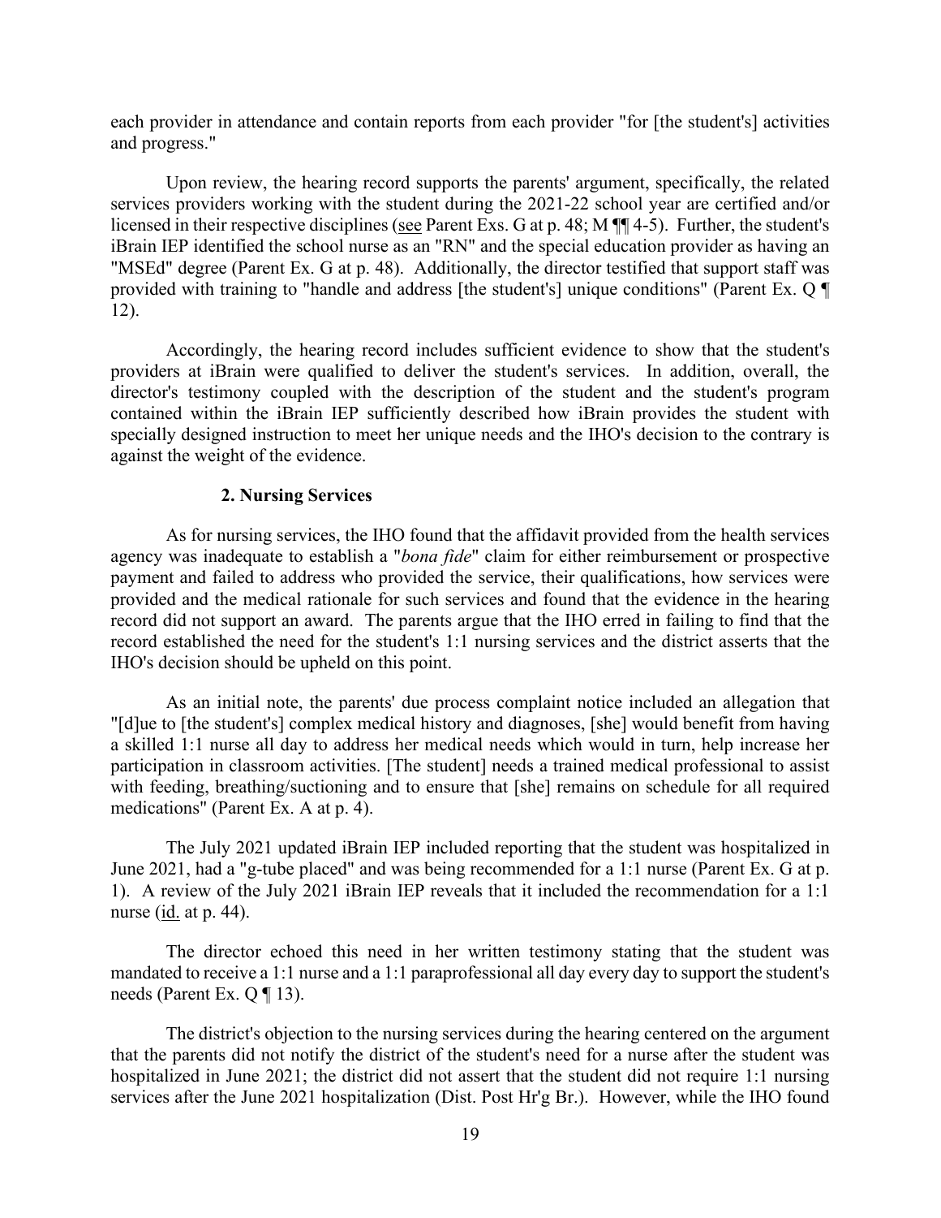each provider in attendance and contain reports from each provider "for [the student's] activities and progress."

Upon review, the hearing record supports the parents' argument, specifically, the related services providers working with the student during the 2021-22 school year are certified and/or licensed in their respective disciplines (see Parent Exs. G at p. 48; M ¶¶ 4-5). Further, the student's iBrain IEP identified the school nurse as an "RN" and the special education provider as having an "MSEd" degree (Parent Ex. G at p. 48). Additionally, the director testified that support staff was provided with training to "handle and address [the student's] unique conditions" (Parent Ex. Q ¶ 12).

Accordingly, the hearing record includes sufficient evidence to show that the student's providers at iBrain were qualified to deliver the student's services. In addition, overall, the director's testimony coupled with the description of the student and the student's program contained within the iBrain IEP sufficiently described how iBrain provides the student with specially designed instruction to meet her unique needs and the IHO's decision to the contrary is against the weight of the evidence.

### 2. Nursing Services

As for nursing services, the IHO found that the affidavit provided from the health services agency was inadequate to establish a "*bona fide*" claim for either reimbursement or prospective payment and failed to address who provided the service, their qualifications, how services were provided and the medical rationale for such services and found that the evidence in the hearing record did not support an award. The parents argue that the IHO erred in failing to find that the record established the need for the student's 1:1 nursing services and the district asserts that the IHO's decision should be upheld on this point.

As an initial note, the parents' due process complaint notice included an allegation that "[d]ue to [the student's] complex medical history and diagnoses, [she] would benefit from having a skilled 1:1 nurse all day to address her medical needs which would in turn, help increase her participation in classroom activities. [The student] needs a trained medical professional to assist with feeding, breathing/suctioning and to ensure that [she] remains on schedule for all required medications" (Parent Ex. A at p. 4).

The July 2021 updated iBrain IEP included reporting that the student was hospitalized in June 2021, had a "g-tube placed" and was being recommended for a 1:1 nurse (Parent Ex. G at p. 1). A review of the July 2021 iBrain IEP reveals that it included the recommendation for a 1:1 nurse (id. at p. 44).

The director echoed this need in her written testimony stating that the student was mandated to receive a 1:1 nurse and a 1:1 paraprofessional all day every day to support the student's needs (Parent Ex. Q ¶ 13).

The district's objection to the nursing services during the hearing centered on the argument that the parents did not notify the district of the student's need for a nurse after the student was hospitalized in June 2021; the district did not assert that the student did not require 1:1 nursing services after the June 2021 hospitalization (Dist. Post Hr'g Br.). However, while the IHO found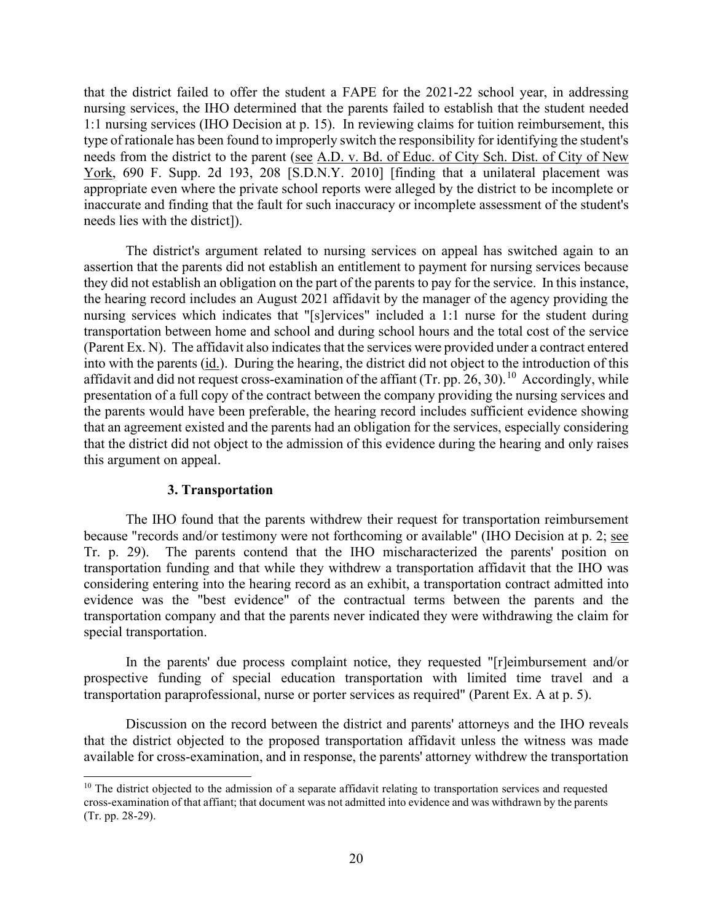that the district failed to offer the student a FAPE for the 2021-22 school year, in addressing nursing services, the IHO determined that the parents failed to establish that the student needed 1:1 nursing services (IHO Decision at p. 15). In reviewing claims for tuition reimbursement, this type of rationale has been found to improperly switch the responsibility for identifying the student's needs from the district to the parent (see A.D. v. Bd. of Educ. of City Sch. Dist. of City of New York, 690 F. Supp. 2d 193, 208 [S.D.N.Y. 2010] [finding that a unilateral placement was appropriate even where the private school reports were alleged by the district to be incomplete or inaccurate and finding that the fault for such inaccuracy or incomplete assessment of the student's needs lies with the district]).

The district's argument related to nursing services on appeal has switched again to an assertion that the parents did not establish an entitlement to payment for nursing services because they did not establish an obligation on the part of the parents to pay for the service. In this instance, the hearing record includes an August 2021 affidavit by the manager of the agency providing the nursing services which indicates that "[s]ervices" included a 1:1 nurse for the student during transportation between home and school and during school hours and the total cost of the service (Parent Ex. N). The affidavit also indicates that the services were provided under a contract entered into with the parents (id.). During the hearing, the district did not object to the introduction of this affidavit and did not request cross-examination of the affiant (Tr. pp. 26, 30).[10] Accordingly, while presentation of a full copy of the contract between the company providing the nursing services and the parents would have been preferable, the hearing record includes sufficient evidence showing that an agreement existed and the parents had an obligation for the services, especially considering that the district did not object to the admission of this evidence during the hearing and only raises this argument on appeal.

### 3. Transportation

The IHO found that the parents withdrew their request for transportation reimbursement because "records and/or testimony were not forthcoming or available" (IHO Decision at p. 2; see Tr. p. 29). The parents contend that the IHO mischaracterized the parents' position on transportation funding and that while they withdrew a transportation affidavit that the IHO was considering entering into the hearing record as an exhibit, a transportation contract admitted into evidence was the "best evidence" of the contractual terms between the parents and the transportation company and that the parents never indicated they were withdrawing the claim for special transportation.

In the parents' due process complaint notice, they requested "[r]eimbursement and/or prospective funding of special education transportation with limited time travel and a transportation paraprofessional, nurse or porter services as required" (Parent Ex. A at p. 5).

Discussion on the record between the district and parents' attorneys and the IHO reveals that the district objected to the proposed transportation affidavit unless the witness was made available for cross-examination, and in response, the parents' attorney withdrew the transportation

[10] The district objected to the admission of a separate affidavit relating to transportation services and requested cross-examination of that affiant; that document was not admitted into evidence and was withdrawn by the parents (Tr. pp. 28-29).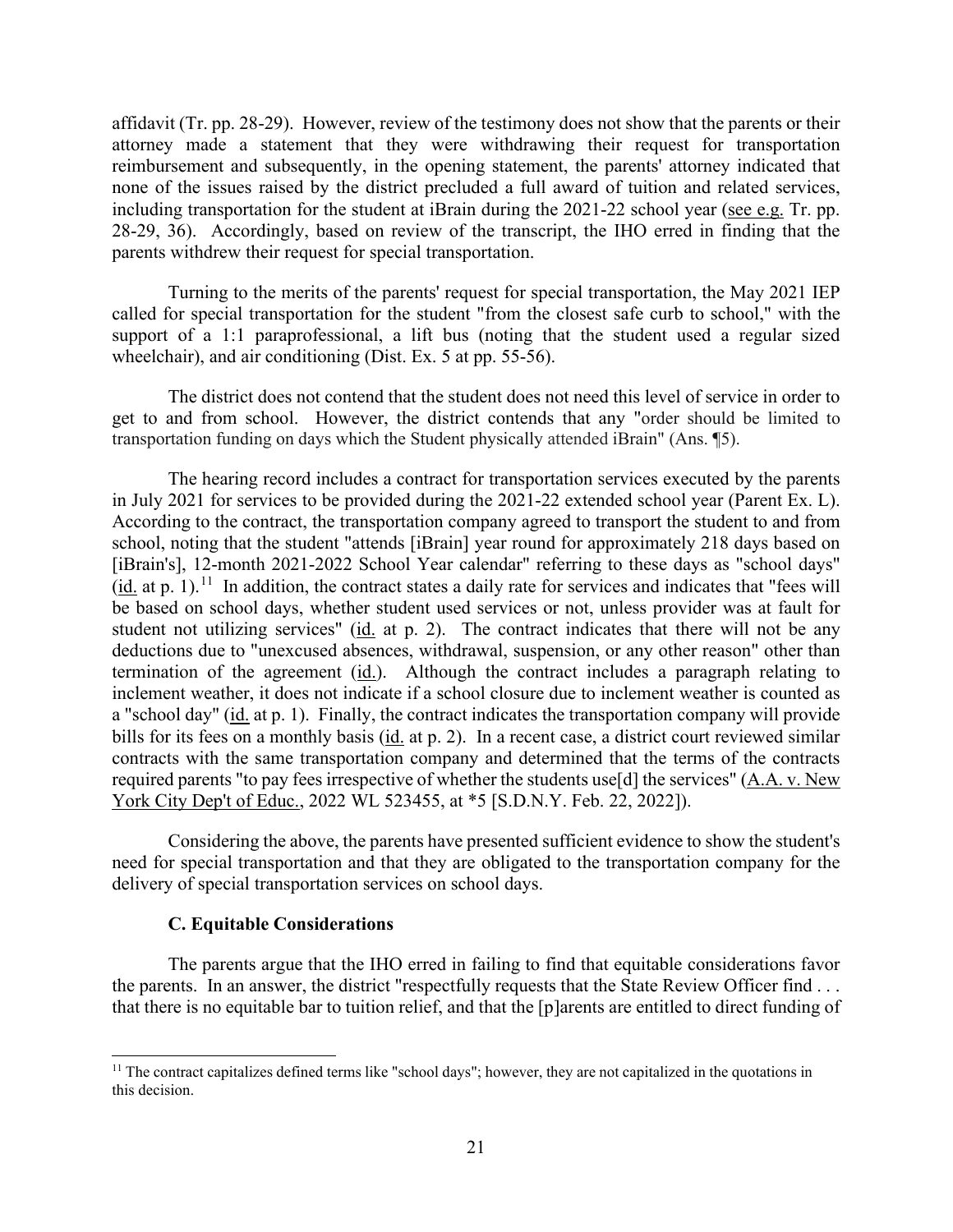affidavit (Tr. pp. 28-29). However, review of the testimony does not show that the parents or their attorney made a statement that they were withdrawing their request for transportation reimbursement and subsequently, in the opening statement, the parents' attorney indicated that none of the issues raised by the district precluded a full award of tuition and related services, including transportation for the student at iBrain during the 2021-22 school year (see e.g. Tr. pp. 28-29, 36). Accordingly, based on review of the transcript, the IHO erred in finding that the parents withdrew their request for special transportation.

Turning to the merits of the parents' request for special transportation, the May 2021 IEP called for special transportation for the student "from the closest safe curb to school," with the support of a 1:1 paraprofessional, a lift bus (noting that the student used a regular sized wheelchair), and air conditioning (Dist. Ex. 5 at pp. 55-56).

The district does not contend that the student does not need this level of service in order to get to and from school. However, the district contends that any "order should be limited to transportation funding on days which the Student physically attended iBrain" (Ans. ¶5).

The hearing record includes a contract for transportation services executed by the parents in July 2021 for services to be provided during the 2021-22 extended school year (Parent Ex. L). According to the contract, the transportation company agreed to transport the student to and from school, noting that the student "attends [iBrain] year round for approximately 218 days based on [iBrain's], 12-month 2021-2022 School Year calendar" referring to these days as "school days" (id. at p. 1).[11] In addition, the contract states a daily rate for services and indicates that "fees will be based on school days, whether student used services or not, unless provider was at fault for student not utilizing services" (id. at p. 2). The contract indicates that there will not be any deductions due to "unexcused absences, withdrawal, suspension, or any other reason" other than termination of the agreement (id.). Although the contract includes a paragraph relating to inclement weather, it does not indicate if a school closure due to inclement weather is counted as a "school day" (id. at p. 1). Finally, the contract indicates the transportation company will provide bills for its fees on a monthly basis (id. at p. 2). In a recent case, a district court reviewed similar contracts with the same transportation company and determined that the terms of the contracts required parents "to pay fees irrespective of whether the students use[d] the services" (A.A. v. New York City Dep't of Educ., 2022 WL 523455, at *5 [S.D.N.Y. Feb. 22, 2022]).

Considering the above, the parents have presented sufficient evidence to show the student's need for special transportation and that they are obligated to the transportation company for the delivery of special transportation services on school days.

### C. Equitable Considerations

The parents argue that the IHO erred in failing to find that equitable considerations favor the parents. In an answer, the district "respectfully requests that the State Review Officer find . . . that there is no equitable bar to tuition relief, and that the [p]arents are entitled to direct funding of

---

[11] The contract capitalizes defined terms like "school days"; however, they are not capitalized in the quotations in this decision.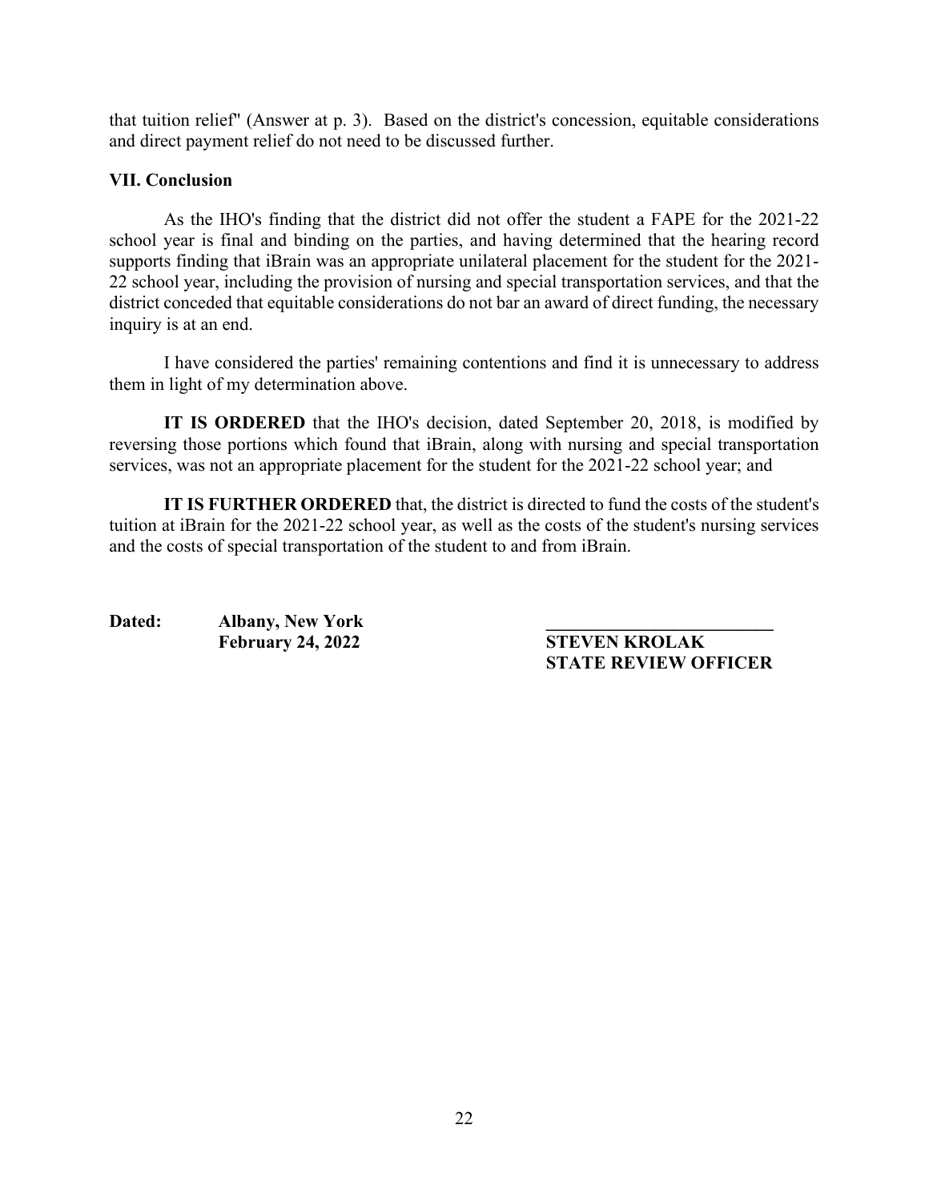that tuition relief" (Answer at p. 3). Based on the district's concession, equitable considerations and direct payment relief do not need to be discussed further.

## VII. Conclusion

As the IHO's finding that the district did not offer the student a FAPE for the 2021-22 school year is final and binding on the parties, and having determined that the hearing record supports finding that iBrain was an appropriate unilateral placement for the student for the 2021-22 school year, including the provision of nursing and special transportation services, and that the district conceded that equitable considerations do not bar an award of direct funding, the necessary inquiry is at an end.

I have considered the parties' remaining contentions and find it is unnecessary to address them in light of my determination above.

**IT IS ORDERED** that the IHO's decision, dated September 20, 2018, is modified by reversing those portions which found that iBrain, along with nursing and special transportation services, was not an appropriate placement for the student for the 2021-22 school year; and

**IT IS FURTHER ORDERED** that, the district is directed to fund the costs of the student's tuition at iBrain for the 2021-22 school year, as well as the costs of the student's nursing services and the costs of special transportation of the student to and from iBrain.

**Dated: Albany, New York**
**February 24, 2022**

\_\_\_\_\_\_\_\_\_\_\_\_\_\_\_\_\_\_\_\_\_\_\_\_\_\_
**STEVEN KROLAK**
**STATE REVIEW OFFICER**